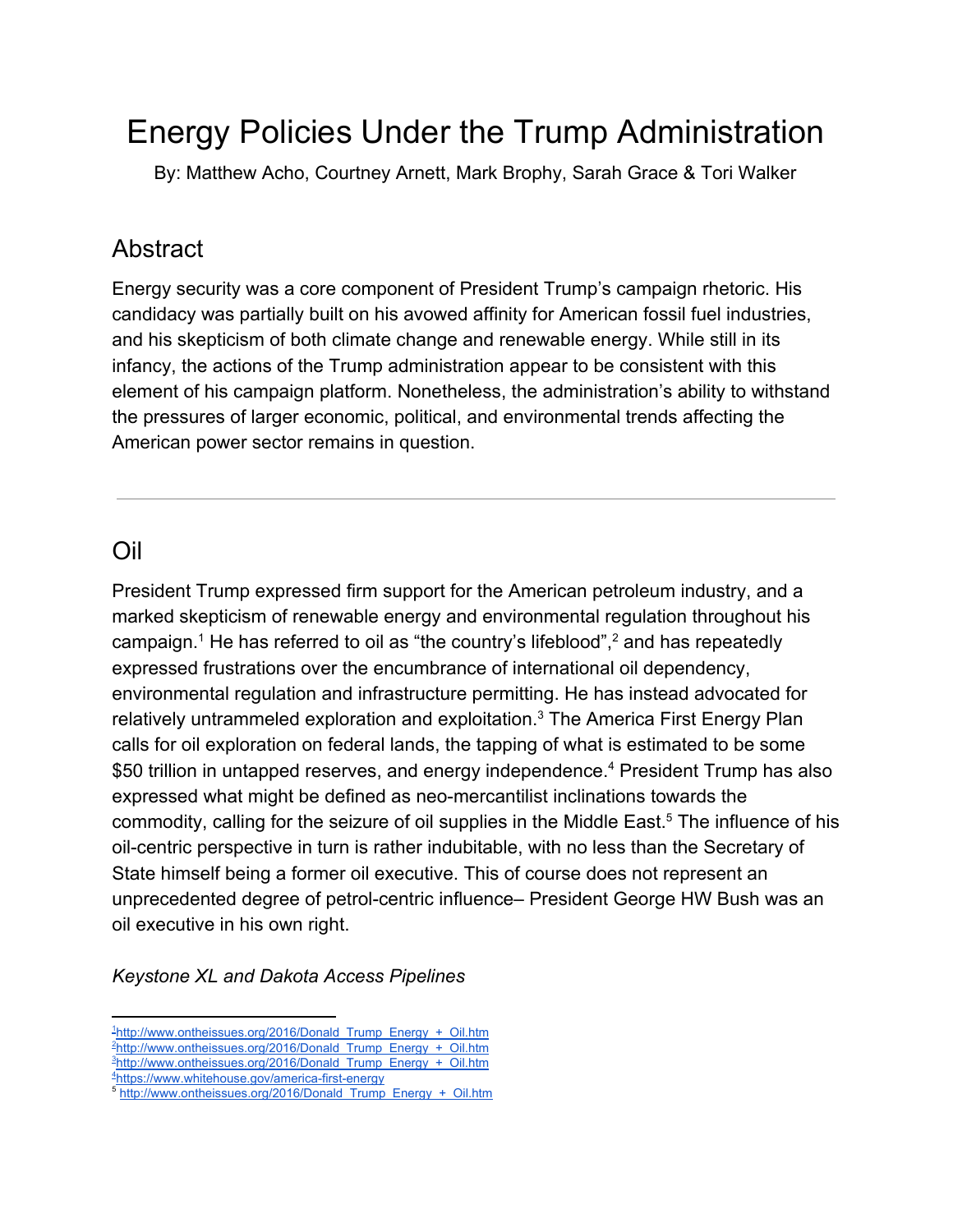# Energy Policies Under the Trump Administration

By: Matthew Acho, Courtney Arnett, Mark Brophy, Sarah Grace & Tori Walker

## Abstract

Energy security was a core component of President Trump's campaign rhetoric. His candidacy was partially built on his avowed affinity for American fossil fuel industries, and his skepticism of both climate change and renewable energy. While still in its infancy, the actions of the Trump administration appear to be consistent with this element of his campaign platform. Nonetheless, the administration's ability to withstand the pressures of larger economic, political, and environmental trends affecting the American power sector remains in question.

---

## Oil

President Trump expressed firm support for the American petroleum industry, and a marked skepticism of renewable energy and environmental regulation throughout his campaign.[1] He has referred to oil as "the country's lifeblood",[2] and has repeatedly expressed frustrations over the encumbrance of international oil dependency, environmental regulation and infrastructure permitting. He has instead advocated for relatively untrammeled exploration and exploitation.[3] The America First Energy Plan calls for oil exploration on federal lands, the tapping of what is estimated to be some $50 trillion in untapped reserves, and energy independence.[4] President Trump has also expressed what might be defined as neo-mercantilist inclinations towards the commodity, calling for the seizure of oil supplies in the Middle East.[5] The influence of his oil-centric perspective in turn is rather indubitable, with no less than the Secretary of State himself being a former oil executive. This of course does not represent an unprecedented degree of petrol-centric influence– President George HW Bush was an oil executive in his own right.

*Keystone XL and Dakota Access Pipelines*

---

[1] http://www.ontheissues.org/2016/Donald_Trump_Energy_+_Oil.htm
[2] http://www.ontheissues.org/2016/Donald_Trump_Energy_+_Oil.htm
[3] http://www.ontheissues.org/2016/Donald_Trump_Energy_+_Oil.htm
[4] https://www.whitehouse.gov/america-first-energy
[5] http://www.ontheissues.org/2016/Donald_Trump_Energy_+_Oil.htm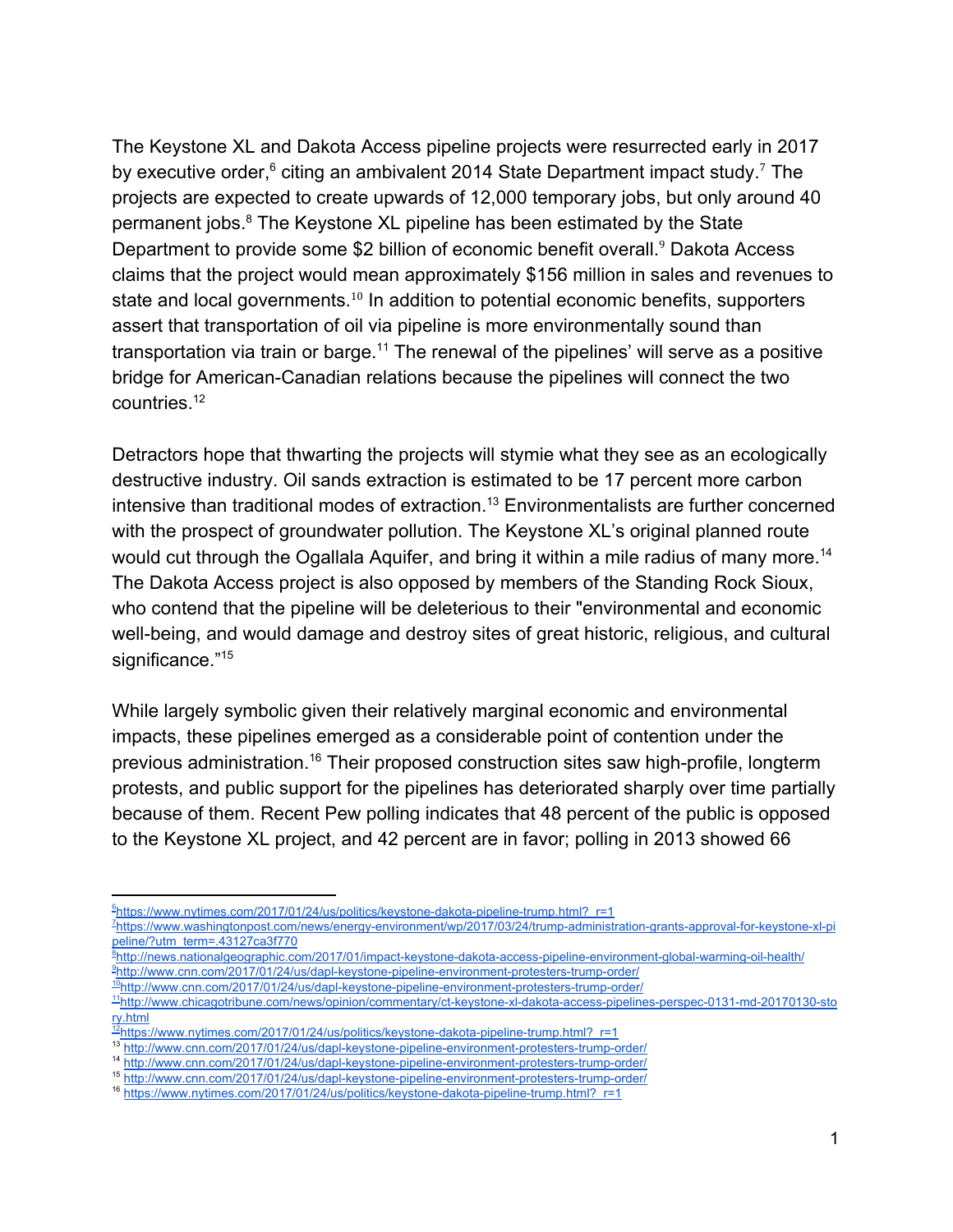The Keystone XL and Dakota Access pipeline projects were resurrected early in 2017 by executive order,[6] citing an ambivalent 2014 State Department impact study.[7] The projects are expected to create upwards of 12,000 temporary jobs, but only around 40 permanent jobs.[8] The Keystone XL pipeline has been estimated by the State Department to provide some $2 billion of economic benefit overall.[9] Dakota Access claims that the project would mean approximately $156 million in sales and revenues to state and local governments.[10] In addition to potential economic benefits, supporters assert that transportation of oil via pipeline is more environmentally sound than transportation via train or barge.[11] The renewal of the pipelines' will serve as a positive bridge for American-Canadian relations because the pipelines will connect the two countries.[12]

Detractors hope that thwarting the projects will stymie what they see as an ecologically destructive industry. Oil sands extraction is estimated to be 17 percent more carbon intensive than traditional modes of extraction.[13] Environmentalists are further concerned with the prospect of groundwater pollution. The Keystone XL's original planned route would cut through the Ogallala Aquifer, and bring it within a mile radius of many more.[14] The Dakota Access project is also opposed by members of the Standing Rock Sioux, who contend that the pipeline will be deleterious to their "environmental and economic well-being, and would damage and destroy sites of great historic, religious, and cultural significance."[15]

While largely symbolic given their relatively marginal economic and environmental impacts, these pipelines emerged as a considerable point of contention under the previous administration.[16] Their proposed construction sites saw high-profile, longterm protests, and public support for the pipelines has deteriorated sharply over time partially because of them. Recent Pew polling indicates that 48 percent of the public is opposed to the Keystone XL project, and 42 percent are in favor; polling in 2013 showed 66

---

[6] https://www.nytimes.com/2017/01/24/us/politics/keystone-dakota-pipeline-trump.html?_r=1

[7] https://www.washingtonpost.com/news/energy-environment/wp/2017/03/24/trump-administration-grants-approval-for-keystone-xl-pipeline/?utm_term=.43127ca3f770

[8] http://news.nationalgeographic.com/2017/01/impact-keystone-dakota-access-pipeline-environment-global-warming-oil-health/

[9] http://www.cnn.com/2017/01/24/us/dapl-keystone-pipeline-environment-protesters-trump-order/

[10] http://www.cnn.com/2017/01/24/us/dapl-keystone-pipeline-environment-protesters-trump-order/

[11] http://www.chicagotribune.com/news/opinion/commentary/ct-keystone-xl-dakota-access-pipelines-perspec-0131-md-20170130-story.html

[12] https://www.nytimes.com/2017/01/24/us/politics/keystone-dakota-pipeline-trump.html?_r=1

[13] http://www.cnn.com/2017/01/24/us/dapl-keystone-pipeline-environment-protesters-trump-order/

[14] http://www.cnn.com/2017/01/24/us/dapl-keystone-pipeline-environment-protesters-trump-order/

[15] http://www.cnn.com/2017/01/24/us/dapl-keystone-pipeline-environment-protesters-trump-order/

[16] https://www.nytimes.com/2017/01/24/us/politics/keystone-dakota-pipeline-trump.html?_r=1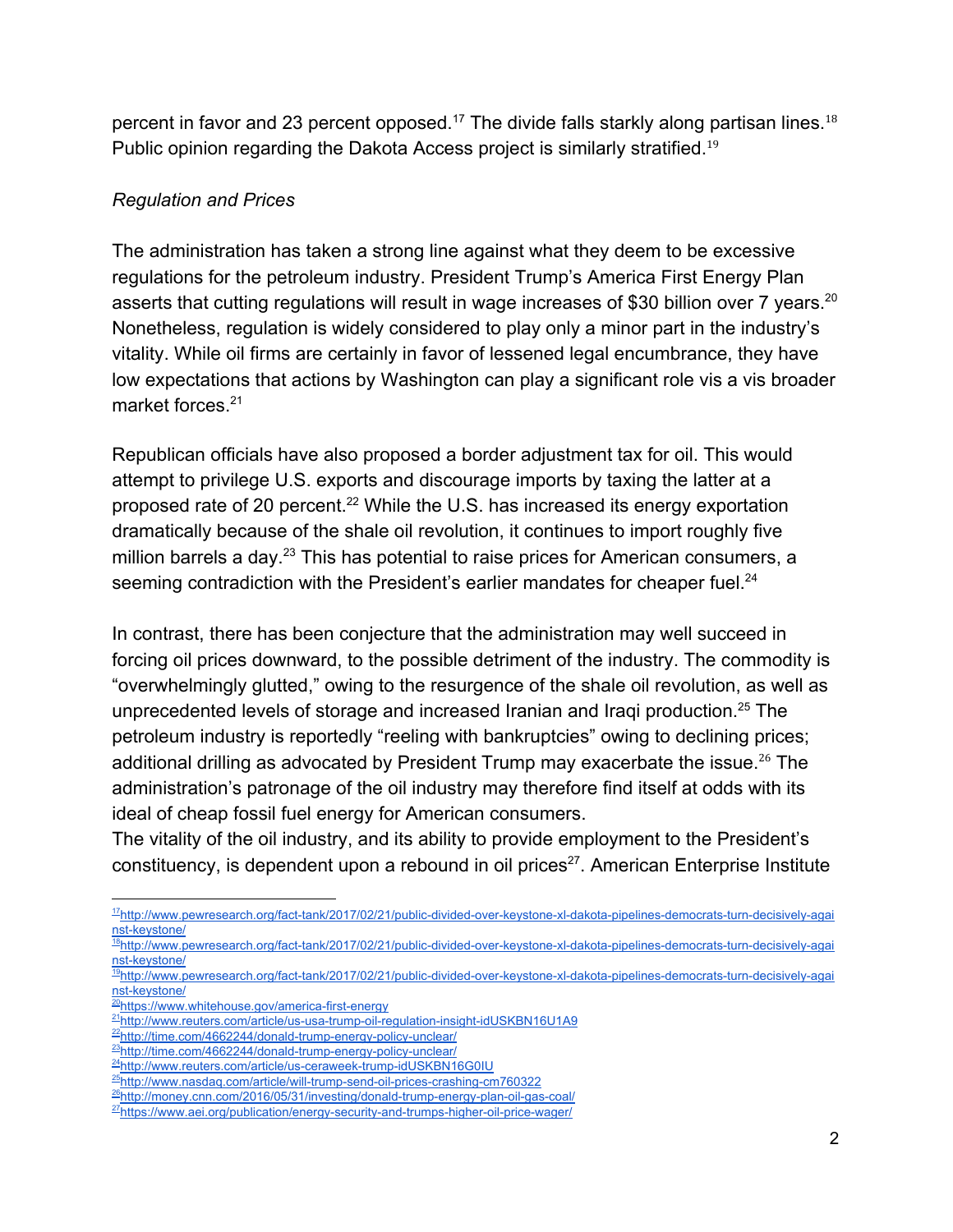percent in favor and 23 percent opposed.[17] The divide falls starkly along partisan lines.[18] Public opinion regarding the Dakota Access project is similarly stratified.[19]

*Regulation and Prices*

The administration has taken a strong line against what they deem to be excessive regulations for the petroleum industry. President Trump's America First Energy Plan asserts that cutting regulations will result in wage increases of $30 billion over 7 years.[20] Nonetheless, regulation is widely considered to play only a minor part in the industry's vitality. While oil firms are certainly in favor of lessened legal encumbrance, they have low expectations that actions by Washington can play a significant role vis a vis broader market forces.[21]

Republican officials have also proposed a border adjustment tax for oil. This would attempt to privilege U.S. exports and discourage imports by taxing the latter at a proposed rate of 20 percent.[22] While the U.S. has increased its energy exportation dramatically because of the shale oil revolution, it continues to import roughly five million barrels a day.[23] This has potential to raise prices for American consumers, a seeming contradiction with the President's earlier mandates for cheaper fuel.[24]

In contrast, there has been conjecture that the administration may well succeed in forcing oil prices downward, to the possible detriment of the industry. The commodity is "overwhelmingly glutted," owing to the resurgence of the shale oil revolution, as well as unprecedented levels of storage and increased Iranian and Iraqi production.[25] The petroleum industry is reportedly "reeling with bankruptcies" owing to declining prices; additional drilling as advocated by President Trump may exacerbate the issue.[26] The administration's patronage of the oil industry may therefore find itself at odds with its ideal of cheap fossil fuel energy for American consumers.

The vitality of the oil industry, and its ability to provide employment to the President's constituency, is dependent upon a rebound in oil prices[27]. American Enterprise Institute

---

[17] http://www.pewresearch.org/fact-tank/2017/02/21/public-divided-over-keystone-xl-dakota-pipelines-democrats-turn-decisively-against-keystone/

[18] http://www.pewresearch.org/fact-tank/2017/02/21/public-divided-over-keystone-xl-dakota-pipelines-democrats-turn-decisively-against-keystone/

[19] http://www.pewresearch.org/fact-tank/2017/02/21/public-divided-over-keystone-xl-dakota-pipelines-democrats-turn-decisively-against-keystone/

[20] https://www.whitehouse.gov/america-first-energy

[21] http://www.reuters.com/article/us-usa-trump-oil-regulation-insight-idUSKBN16U1A9

[22] http://time.com/4662244/donald-trump-energy-policy-unclear/

[23] http://time.com/4662244/donald-trump-energy-policy-unclear/

[24] http://www.reuters.com/article/us-ceraweek-trump-idUSKBN16G0IU

[25] http://www.nasdaq.com/article/will-trump-send-oil-prices-crashing-cm760322

[26] http://money.cnn.com/2016/05/31/investing/donald-trump-energy-plan-oil-gas-coal/

[27] https://www.aei.org/publication/energy-security-and-trumps-higher-oil-price-wager/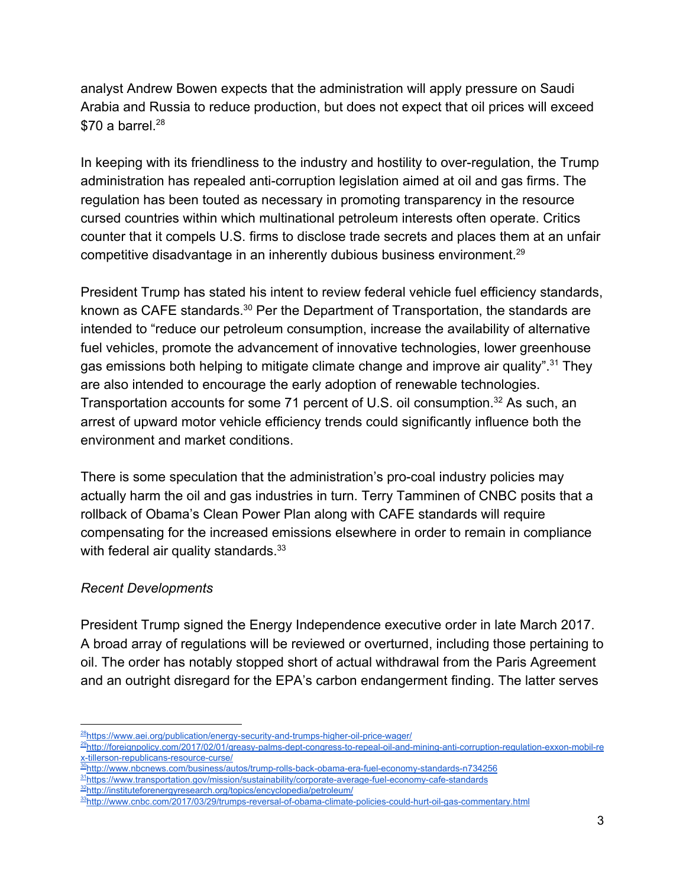analyst Andrew Bowen expects that the administration will apply pressure on Saudi Arabia and Russia to reduce production, but does not expect that oil prices will exceed $70 a barrel.[28]

In keeping with its friendliness to the industry and hostility to over-regulation, the Trump administration has repealed anti-corruption legislation aimed at oil and gas firms. The regulation has been touted as necessary in promoting transparency in the resource cursed countries within which multinational petroleum interests often operate. Critics counter that it compels U.S. firms to disclose trade secrets and places them at an unfair competitive disadvantage in an inherently dubious business environment.[29]

President Trump has stated his intent to review federal vehicle fuel efficiency standards, known as CAFE standards.[30] Per the Department of Transportation, the standards are intended to "reduce our petroleum consumption, increase the availability of alternative fuel vehicles, promote the advancement of innovative technologies, lower greenhouse gas emissions both helping to mitigate climate change and improve air quality".[31] They are also intended to encourage the early adoption of renewable technologies. Transportation accounts for some 71 percent of U.S. oil consumption.[32] As such, an arrest of upward motor vehicle efficiency trends could significantly influence both the environment and market conditions.

There is some speculation that the administration's pro-coal industry policies may actually harm the oil and gas industries in turn. Terry Tamminen of CNBC posits that a rollback of Obama's Clean Power Plan along with CAFE standards will require compensating for the increased emissions elsewhere in order to remain in compliance with federal air quality standards.[33]

*Recent Developments*

President Trump signed the Energy Independence executive order in late March 2017. A broad array of regulations will be reviewed or overturned, including those pertaining to oil. The order has notably stopped short of actual withdrawal from the Paris Agreement and an outright disregard for the EPA's carbon endangerment finding. The latter serves

---

[28] https://www.aei.org/publication/energy-security-and-trumps-higher-oil-price-wager/

[29] http://foreignpolicy.com/2017/02/01/greasy-palms-dept-congress-to-repeal-oil-and-mining-anti-corruption-regulation-exxon-mobil-rex-tillerson-republicans-resource-curse/

[30] http://www.nbcnews.com/business/autos/trump-rolls-back-obama-era-fuel-economy-standards-n734256

[31] https://www.transportation.gov/mission/sustainability/corporate-average-fuel-economy-cafe-standards

[32] http://instituteforenergyresearch.org/topics/encyclopedia/petroleum/

[33] http://www.cnbc.com/2017/03/29/trumps-reversal-of-obama-climate-policies-could-hurt-oil-gas-commentary.html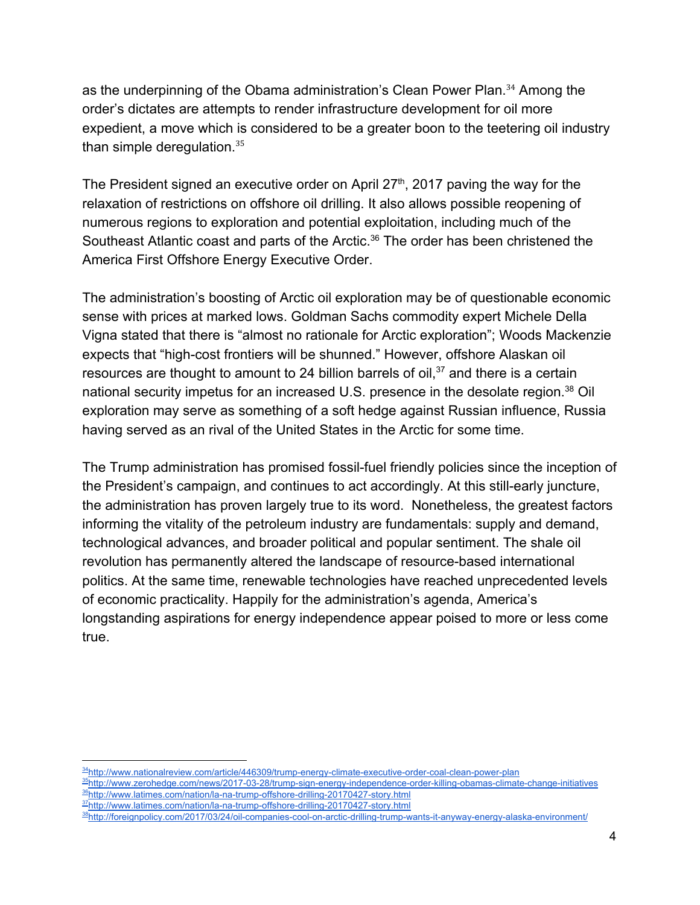as the underpinning of the Obama administration's Clean Power Plan.[34] Among the order's dictates are attempts to render infrastructure development for oil more expedient, a move which is considered to be a greater boon to the teetering oil industry than simple deregulation.[35]

The President signed an executive order on April 27th, 2017 paving the way for the relaxation of restrictions on offshore oil drilling. It also allows possible reopening of numerous regions to exploration and potential exploitation, including much of the Southeast Atlantic coast and parts of the Arctic.[36] The order has been christened the America First Offshore Energy Executive Order.

The administration's boosting of Arctic oil exploration may be of questionable economic sense with prices at marked lows. Goldman Sachs commodity expert Michele Della Vigna stated that there is "almost no rationale for Arctic exploration"; Woods Mackenzie expects that "high-cost frontiers will be shunned." However, offshore Alaskan oil resources are thought to amount to 24 billion barrels of oil,[37] and there is a certain national security impetus for an increased U.S. presence in the desolate region.[38] Oil exploration may serve as something of a soft hedge against Russian influence, Russia having served as an rival of the United States in the Arctic for some time.

The Trump administration has promised fossil-fuel friendly policies since the inception of the President's campaign, and continues to act accordingly. At this still-early juncture, the administration has proven largely true to its word. Nonetheless, the greatest factors informing the vitality of the petroleum industry are fundamentals: supply and demand, technological advances, and broader political and popular sentiment. The shale oil revolution has permanently altered the landscape of resource-based international politics. At the same time, renewable technologies have reached unprecedented levels of economic practicality. Happily for the administration's agenda, America's longstanding aspirations for energy independence appear poised to more or less come true.

---

[34] http://www.nationalreview.com/article/446309/trump-energy-climate-executive-order-coal-clean-power-plan

[35] http://www.zerohedge.com/news/2017-03-28/trump-sign-energy-independence-order-killing-obamas-climate-change-initiatives

[36] http://www.latimes.com/nation/la-na-trump-offshore-drilling-20170427-story.html

[37] http://www.latimes.com/nation/la-na-trump-offshore-drilling-20170427-story.html

[38] http://foreignpolicy.com/2017/03/24/oil-companies-cool-on-arctic-drilling-trump-wants-it-anyway-energy-alaska-environment/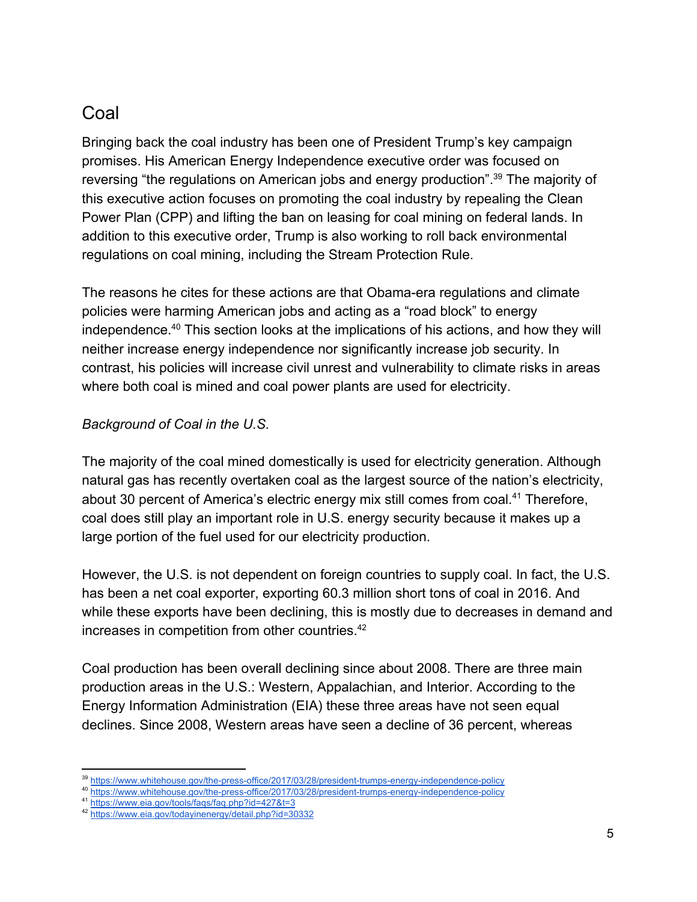## Coal

Bringing back the coal industry has been one of President Trump's key campaign promises. His American Energy Independence executive order was focused on reversing "the regulations on American jobs and energy production".[39] The majority of this executive action focuses on promoting the coal industry by repealing the Clean Power Plan (CPP) and lifting the ban on leasing for coal mining on federal lands. In addition to this executive order, Trump is also working to roll back environmental regulations on coal mining, including the Stream Protection Rule.

The reasons he cites for these actions are that Obama-era regulations and climate policies were harming American jobs and acting as a "road block" to energy independence.[40] This section looks at the implications of his actions, and how they will neither increase energy independence nor significantly increase job security. In contrast, his policies will increase civil unrest and vulnerability to climate risks in areas where both coal is mined and coal power plants are used for electricity.

*Background of Coal in the U.S.*

The majority of the coal mined domestically is used for electricity generation. Although natural gas has recently overtaken coal as the largest source of the nation's electricity, about 30 percent of America's electric energy mix still comes from coal.[41] Therefore, coal does still play an important role in U.S. energy security because it makes up a large portion of the fuel used for our electricity production.

However, the U.S. is not dependent on foreign countries to supply coal. In fact, the U.S. has been a net coal exporter, exporting 60.3 million short tons of coal in 2016. And while these exports have been declining, this is mostly due to decreases in demand and increases in competition from other countries.[42]

Coal production has been overall declining since about 2008. There are three main production areas in the U.S.: Western, Appalachian, and Interior. According to the Energy Information Administration (EIA) these three areas have not seen equal declines. Since 2008, Western areas have seen a decline of 36 percent, whereas

[39] https://www.whitehouse.gov/the-press-office/2017/03/28/president-trumps-energy-independence-policy
[40] https://www.whitehouse.gov/the-press-office/2017/03/28/president-trumps-energy-independence-policy
[41] https://www.eia.gov/tools/faqs/faq.php?id=427&t=3
[42] https://www.eia.gov/todayinenergy/detail.php?id=30332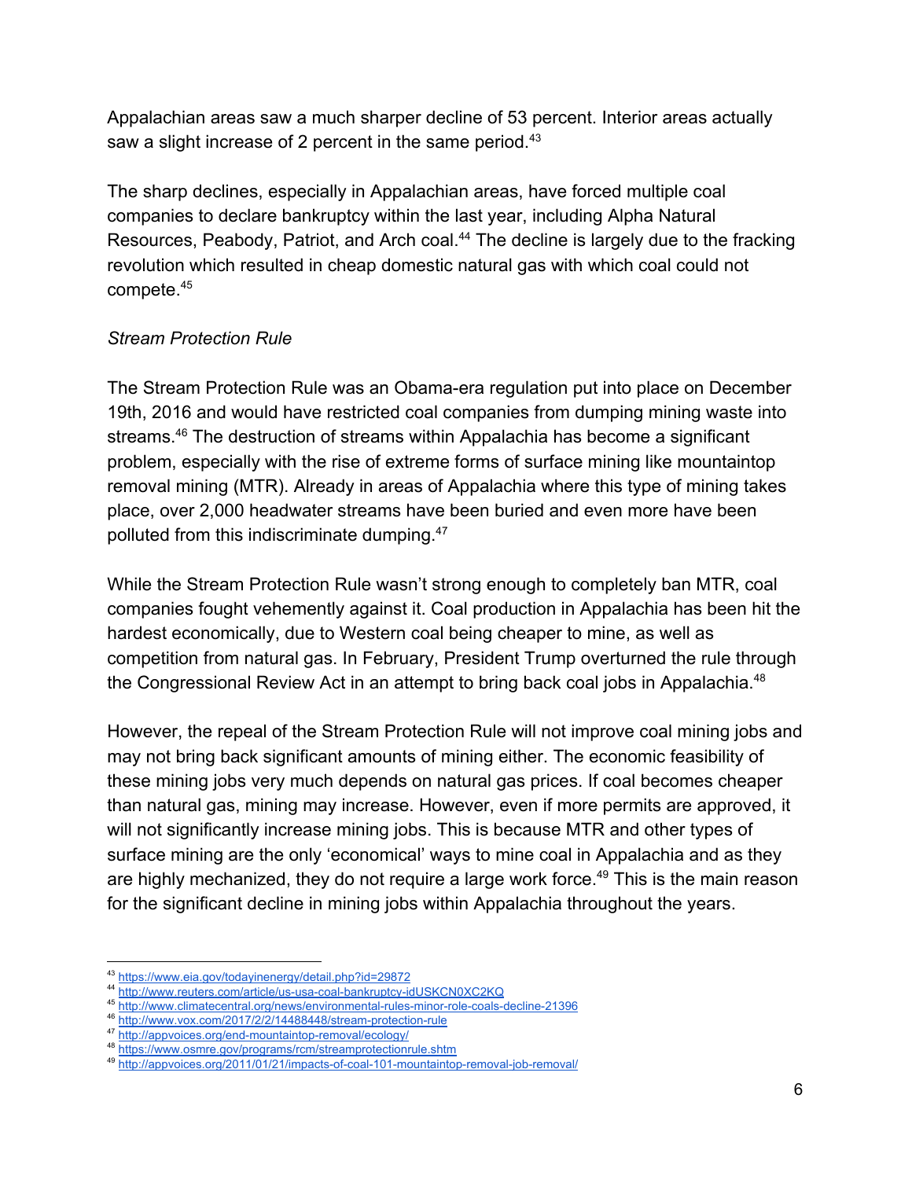Appalachian areas saw a much sharper decline of 53 percent. Interior areas actually saw a slight increase of 2 percent in the same period.[43]

The sharp declines, especially in Appalachian areas, have forced multiple coal companies to declare bankruptcy within the last year, including Alpha Natural Resources, Peabody, Patriot, and Arch coal.[44] The decline is largely due to the fracking revolution which resulted in cheap domestic natural gas with which coal could not compete.[45]

*Stream Protection Rule*

The Stream Protection Rule was an Obama-era regulation put into place on December 19th, 2016 and would have restricted coal companies from dumping mining waste into streams.[46] The destruction of streams within Appalachia has become a significant problem, especially with the rise of extreme forms of surface mining like mountaintop removal mining (MTR). Already in areas of Appalachia where this type of mining takes place, over 2,000 headwater streams have been buried and even more have been polluted from this indiscriminate dumping.[47]

While the Stream Protection Rule wasn't strong enough to completely ban MTR, coal companies fought vehemently against it. Coal production in Appalachia has been hit the hardest economically, due to Western coal being cheaper to mine, as well as competition from natural gas. In February, President Trump overturned the rule through the Congressional Review Act in an attempt to bring back coal jobs in Appalachia.[48]

However, the repeal of the Stream Protection Rule will not improve coal mining jobs and may not bring back significant amounts of mining either. The economic feasibility of these mining jobs very much depends on natural gas prices. If coal becomes cheaper than natural gas, mining may increase. However, even if more permits are approved, it will not significantly increase mining jobs. This is because MTR and other types of surface mining are the only 'economical' ways to mine coal in Appalachia and as they are highly mechanized, they do not require a large work force.[49] This is the main reason for the significant decline in mining jobs within Appalachia throughout the years.

---

[43] https://www.eia.gov/todayinenergy/detail.php?id=29872
[44] http://www.reuters.com/article/us-usa-coal-bankruptcy-idUSKCN0XC2KQ
[45] http://www.climatecentral.org/news/environmental-rules-minor-role-coals-decline-21396
[46] http://www.vox.com/2017/2/2/14488448/stream-protection-rule
[47] http://appvoices.org/end-mountaintop-removal/ecology/
[48] https://www.osmre.gov/programs/rcm/streamprotectionrule.shtm
[49] http://appvoices.org/2011/01/21/impacts-of-coal-101-mountaintop-removal-job-removal/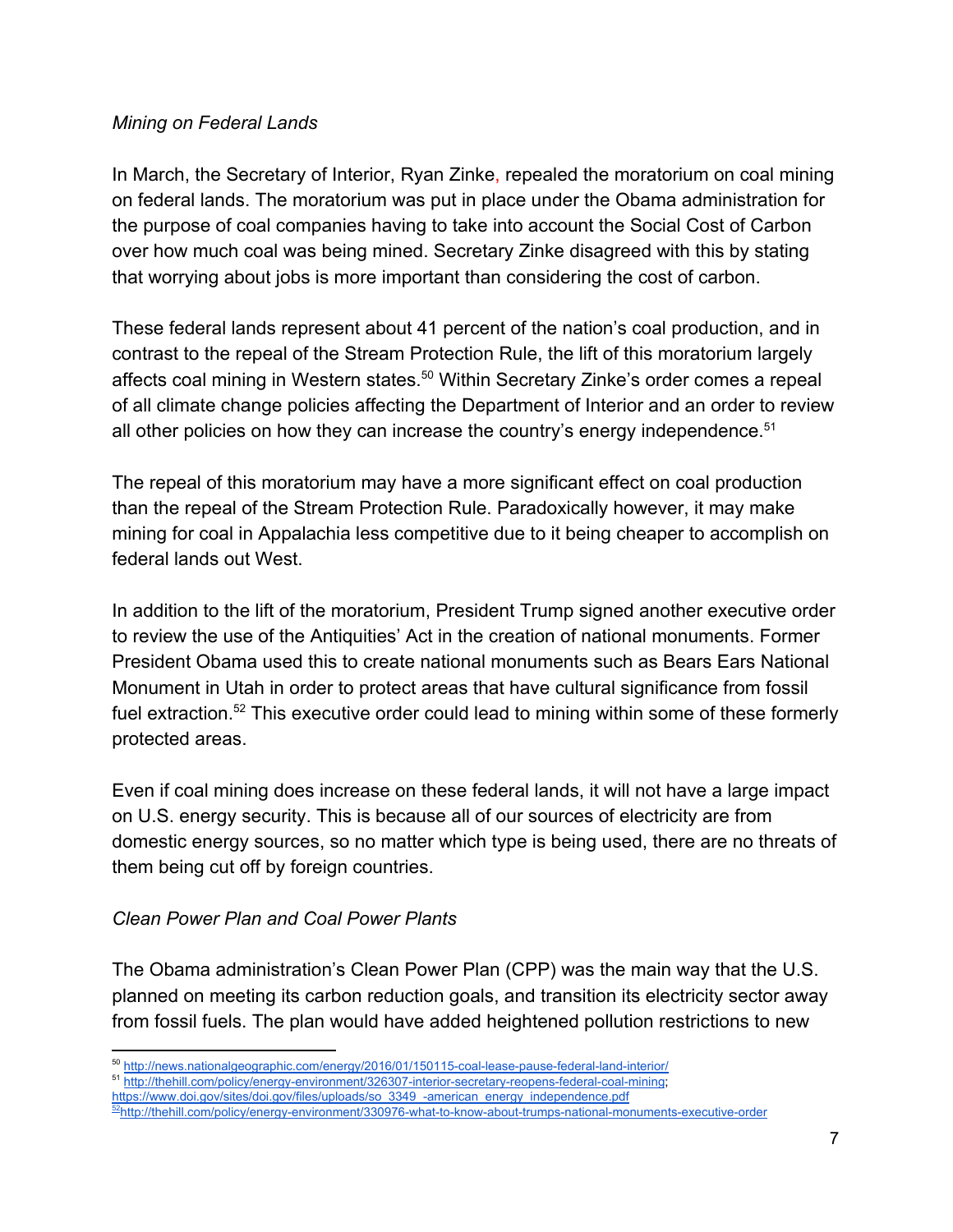*Mining on Federal Lands*

In March, the Secretary of Interior, Ryan Zinke, repealed the moratorium on coal mining on federal lands. The moratorium was put in place under the Obama administration for the purpose of coal companies having to take into account the Social Cost of Carbon over how much coal was being mined. Secretary Zinke disagreed with this by stating that worrying about jobs is more important than considering the cost of carbon.

These federal lands represent about 41 percent of the nation's coal production, and in contrast to the repeal of the Stream Protection Rule, the lift of this moratorium largely affects coal mining in Western states.[50] Within Secretary Zinke's order comes a repeal of all climate change policies affecting the Department of Interior and an order to review all other policies on how they can increase the country's energy independence.[51]

The repeal of this moratorium may have a more significant effect on coal production than the repeal of the Stream Protection Rule. Paradoxically however, it may make mining for coal in Appalachia less competitive due to it being cheaper to accomplish on federal lands out West.

In addition to the lift of the moratorium, President Trump signed another executive order to review the use of the Antiquities' Act in the creation of national monuments. Former President Obama used this to create national monuments such as Bears Ears National Monument in Utah in order to protect areas that have cultural significance from fossil fuel extraction.[52] This executive order could lead to mining within some of these formerly protected areas.

Even if coal mining does increase on these federal lands, it will not have a large impact on U.S. energy security. This is because all of our sources of electricity are from domestic energy sources, so no matter which type is being used, there are no threats of them being cut off by foreign countries.

*Clean Power Plan and Coal Power Plants*

The Obama administration's Clean Power Plan (CPP) was the main way that the U.S. planned on meeting its carbon reduction goals, and transition its electricity sector away from fossil fuels. The plan would have added heightened pollution restrictions to new

---

[50] http://news.nationalgeographic.com/energy/2016/01/150115-coal-lease-pause-federal-land-interior/

[51] http://thehill.com/policy/energy-environment/326307-interior-secretary-reopens-federal-coal-mining; https://www.doi.gov/sites/doi.gov/files/uploads/so_3349_-american_energy_independence.pdf

[52] http://thehill.com/policy/energy-environment/330976-what-to-know-about-trumps-national-monuments-executive-order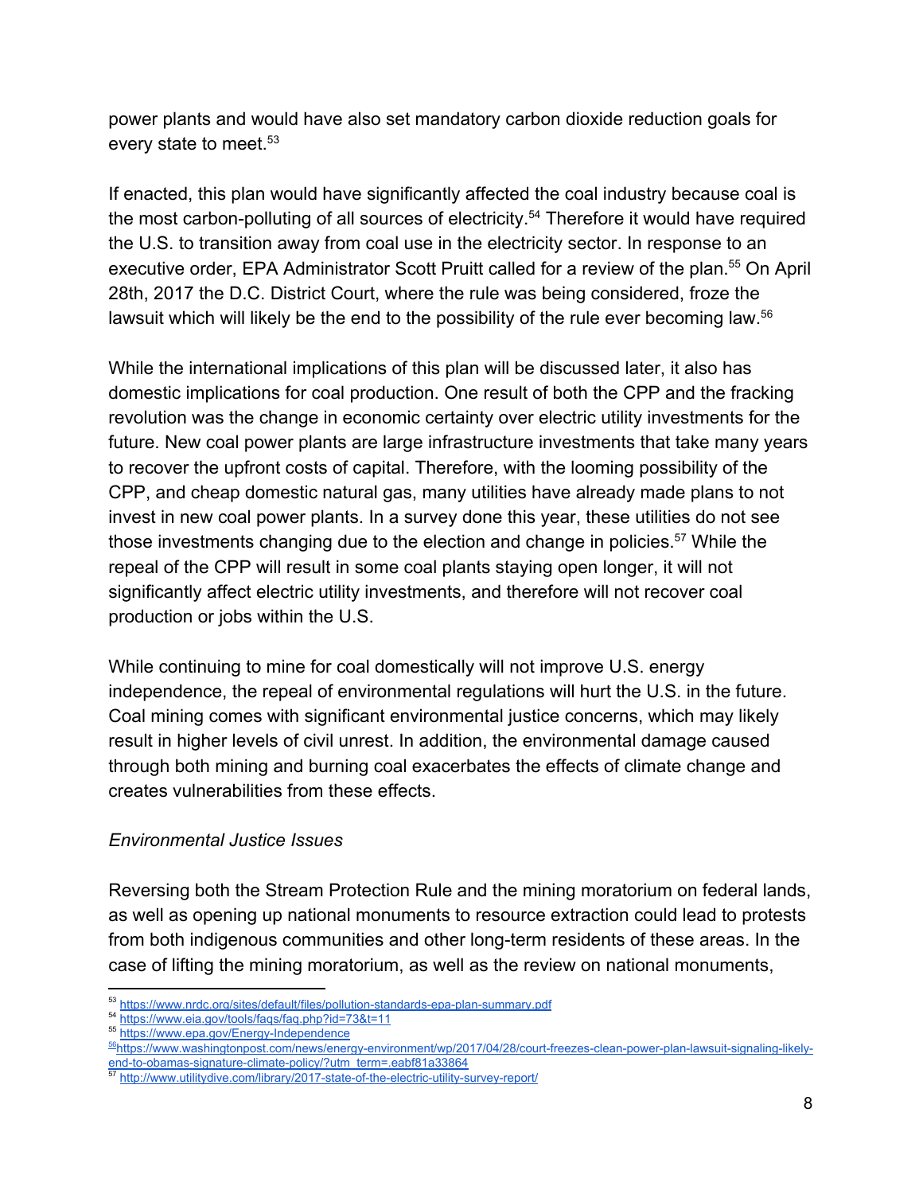power plants and would have also set mandatory carbon dioxide reduction goals for every state to meet.[53]

If enacted, this plan would have significantly affected the coal industry because coal is the most carbon-polluting of all sources of electricity.[54] Therefore it would have required the U.S. to transition away from coal use in the electricity sector. In response to an executive order, EPA Administrator Scott Pruitt called for a review of the plan.[55] On April 28th, 2017 the D.C. District Court, where the rule was being considered, froze the lawsuit which will likely be the end to the possibility of the rule ever becoming law.[56]

While the international implications of this plan will be discussed later, it also has domestic implications for coal production. One result of both the CPP and the fracking revolution was the change in economic certainty over electric utility investments for the future. New coal power plants are large infrastructure investments that take many years to recover the upfront costs of capital. Therefore, with the looming possibility of the CPP, and cheap domestic natural gas, many utilities have already made plans to not invest in new coal power plants. In a survey done this year, these utilities do not see those investments changing due to the election and change in policies.[57] While the repeal of the CPP will result in some coal plants staying open longer, it will not significantly affect electric utility investments, and therefore will not recover coal production or jobs within the U.S.

While continuing to mine for coal domestically will not improve U.S. energy independence, the repeal of environmental regulations will hurt the U.S. in the future. Coal mining comes with significant environmental justice concerns, which may likely result in higher levels of civil unrest. In addition, the environmental damage caused through both mining and burning coal exacerbates the effects of climate change and creates vulnerabilities from these effects.

*Environmental Justice Issues*

Reversing both the Stream Protection Rule and the mining moratorium on federal lands, as well as opening up national monuments to resource extraction could lead to protests from both indigenous communities and other long-term residents of these areas. In the case of lifting the mining moratorium, as well as the review on national monuments,

---

[53] https://www.nrdc.org/sites/default/files/pollution-standards-epa-plan-summary.pdf
[54] https://www.eia.gov/tools/faqs/faq.php?id=73&t=11
[55] https://www.epa.gov/Energy-Independence
[56] https://www.washingtonpost.com/news/energy-environment/wp/2017/04/28/court-freezes-clean-power-plan-lawsuit-signaling-likely-end-to-obamas-signature-climate-policy/?utm_term=.eabf81a33864
[57] http://www.utilitydive.com/library/2017-state-of-the-electric-utility-survey-report/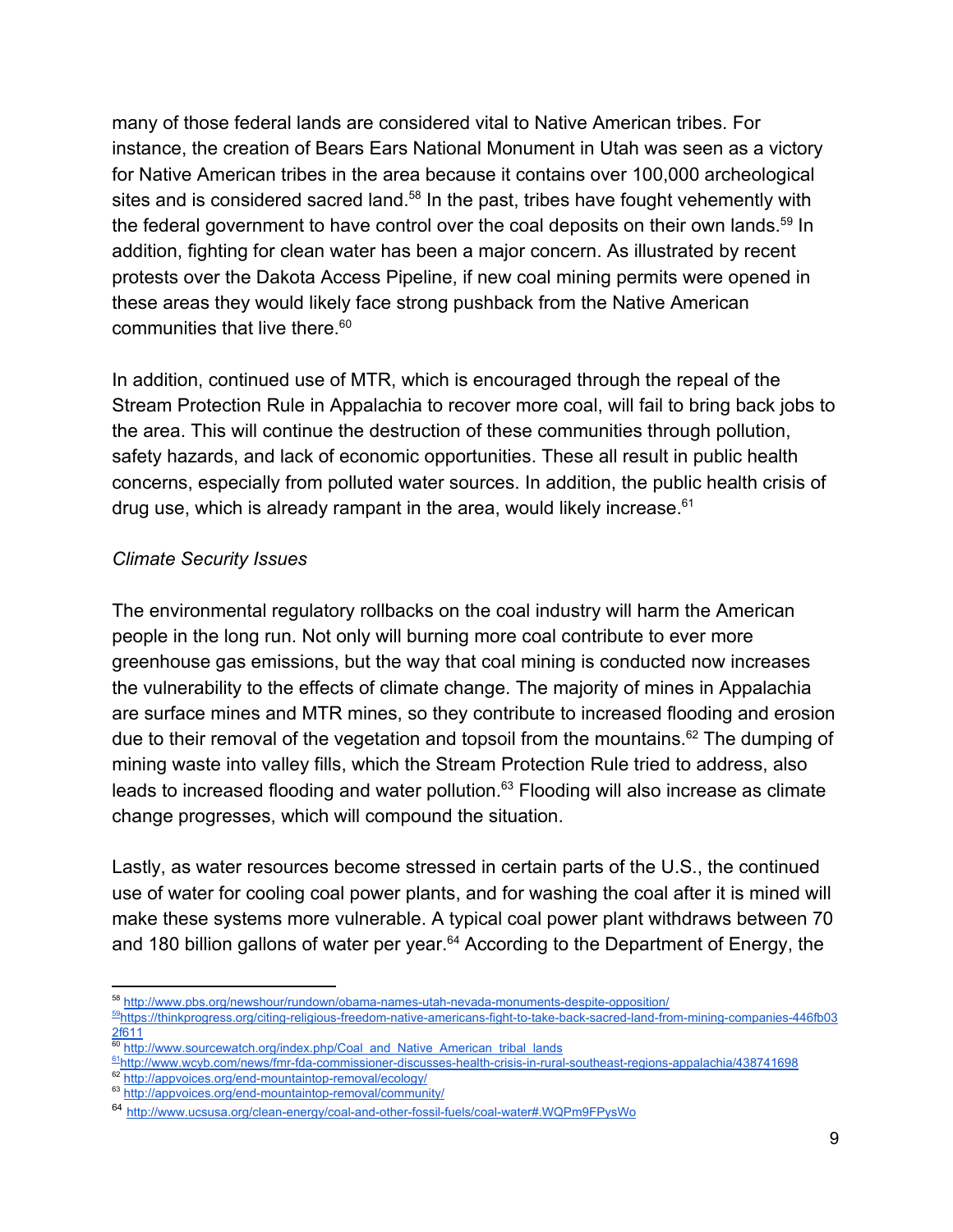many of those federal lands are considered vital to Native American tribes. For instance, the creation of Bears Ears National Monument in Utah was seen as a victory for Native American tribes in the area because it contains over 100,000 archeological sites and is considered sacred land.[58] In the past, tribes have fought vehemently with the federal government to have control over the coal deposits on their own lands.[59] In addition, fighting for clean water has been a major concern. As illustrated by recent protests over the Dakota Access Pipeline, if new coal mining permits were opened in these areas they would likely face strong pushback from the Native American communities that live there.[60]

In addition, continued use of MTR, which is encouraged through the repeal of the Stream Protection Rule in Appalachia to recover more coal, will fail to bring back jobs to the area. This will continue the destruction of these communities through pollution, safety hazards, and lack of economic opportunities. These all result in public health concerns, especially from polluted water sources. In addition, the public health crisis of drug use, which is already rampant in the area, would likely increase.[61]

*Climate Security Issues*

The environmental regulatory rollbacks on the coal industry will harm the American people in the long run. Not only will burning more coal contribute to ever more greenhouse gas emissions, but the way that coal mining is conducted now increases the vulnerability to the effects of climate change. The majority of mines in Appalachia are surface mines and MTR mines, so they contribute to increased flooding and erosion due to their removal of the vegetation and topsoil from the mountains.[62] The dumping of mining waste into valley fills, which the Stream Protection Rule tried to address, also leads to increased flooding and water pollution.[63] Flooding will also increase as climate change progresses, which will compound the situation.

Lastly, as water resources become stressed in certain parts of the U.S., the continued use of water for cooling coal power plants, and for washing the coal after it is mined will make these systems more vulnerable. A typical coal power plant withdraws between 70 and 180 billion gallons of water per year.[64] According to the Department of Energy, the

---

[58] http://www.pbs.org/newshour/rundown/obama-names-utah-nevada-monuments-despite-opposition/

[59] https://thinkprogress.org/citing-religious-freedom-native-americans-fight-to-take-back-sacred-land-from-mining-companies-446fb032f611

[60] http://www.sourcewatch.org/index.php/Coal_and_Native_American_tribal_lands

[61] http://www.wcyb.com/news/fmr-fda-commissioner-discusses-health-crisis-in-rural-southeast-regions-appalachia/438741698

[62] http://appvoices.org/end-mountaintop-removal/ecology/

[63] http://appvoices.org/end-mountaintop-removal/community/

[64] http://www.ucsusa.org/clean-energy/coal-and-other-fossil-fuels/coal-water#.WQPm9FPysWo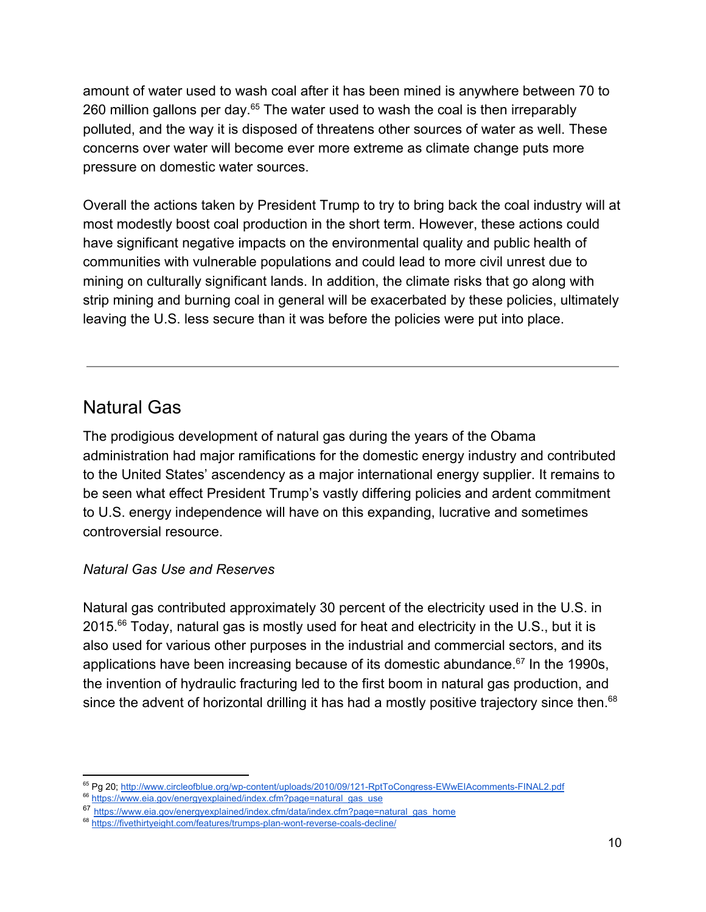amount of water used to wash coal after it has been mined is anywhere between 70 to 260 million gallons per day.[65] The water used to wash the coal is then irreparably polluted, and the way it is disposed of threatens other sources of water as well. These concerns over water will become ever more extreme as climate change puts more pressure on domestic water sources.

Overall the actions taken by President Trump to try to bring back the coal industry will at most modestly boost coal production in the short term. However, these actions could have significant negative impacts on the environmental quality and public health of communities with vulnerable populations and could lead to more civil unrest due to mining on culturally significant lands. In addition, the climate risks that go along with strip mining and burning coal in general will be exacerbated by these policies, ultimately leaving the U.S. less secure than it was before the policies were put into place.

---

## Natural Gas

The prodigious development of natural gas during the years of the Obama administration had major ramifications for the domestic energy industry and contributed to the United States' ascendency as a major international energy supplier. It remains to be seen what effect President Trump's vastly differing policies and ardent commitment to U.S. energy independence will have on this expanding, lucrative and sometimes controversial resource.

*Natural Gas Use and Reserves*

Natural gas contributed approximately 30 percent of the electricity used in the U.S. in 2015.[66] Today, natural gas is mostly used for heat and electricity in the U.S., but it is also used for various other purposes in the industrial and commercial sectors, and its applications have been increasing because of its domestic abundance.[67] In the 1990s, the invention of hydraulic fracturing led to the first boom in natural gas production, and since the advent of horizontal drilling it has had a mostly positive trajectory since then.[68]

---

[65] Pg 20; http://www.circleofblue.org/wp-content/uploads/2010/09/121-RptToCongress-EWwEIAcomments-FINAL2.pdf

[66] https://www.eia.gov/energyexplained/index.cfm?page=natural_gas_use

[67] https://www.eia.gov/energyexplained/index.cfm/data/index.cfm?page=natural_gas_home

[68] https://fivethirtyeight.com/features/trumps-plan-wont-reverse-coals-decline/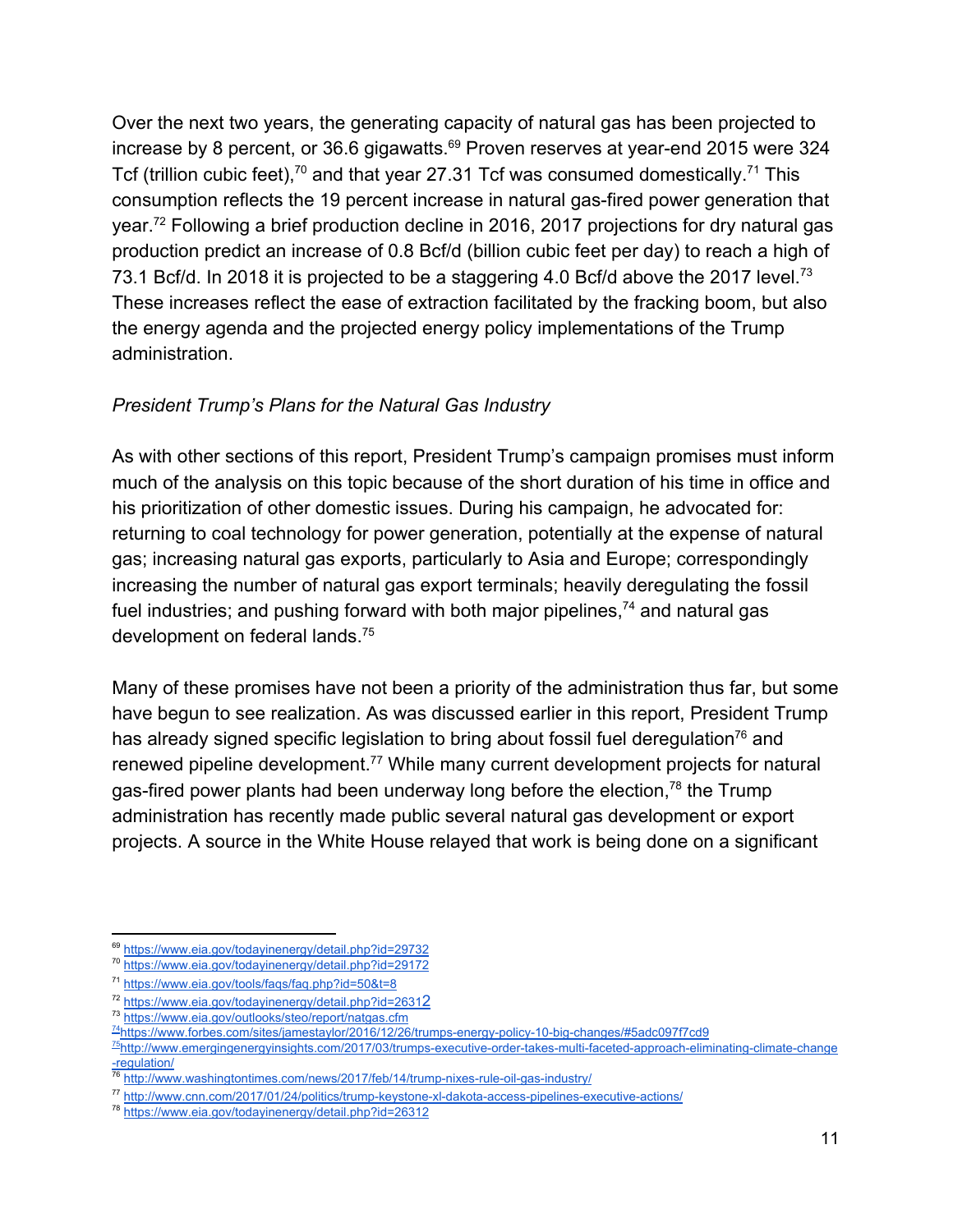Over the next two years, the generating capacity of natural gas has been projected to increase by 8 percent, or 36.6 gigawatts.[69] Proven reserves at year-end 2015 were 324 Tcf (trillion cubic feet),[70] and that year 27.31 Tcf was consumed domestically.[71] This consumption reflects the 19 percent increase in natural gas-fired power generation that year.[72] Following a brief production decline in 2016, 2017 projections for dry natural gas production predict an increase of 0.8 Bcf/d (billion cubic feet per day) to reach a high of 73.1 Bcf/d. In 2018 it is projected to be a staggering 4.0 Bcf/d above the 2017 level.[73] These increases reflect the ease of extraction facilitated by the fracking boom, but also the energy agenda and the projected energy policy implementations of the Trump administration.

*President Trump's Plans for the Natural Gas Industry*

As with other sections of this report, President Trump's campaign promises must inform much of the analysis on this topic because of the short duration of his time in office and his prioritization of other domestic issues. During his campaign, he advocated for: returning to coal technology for power generation, potentially at the expense of natural gas; increasing natural gas exports, particularly to Asia and Europe; correspondingly increasing the number of natural gas export terminals; heavily deregulating the fossil fuel industries; and pushing forward with both major pipelines,[74] and natural gas development on federal lands.[75]

Many of these promises have not been a priority of the administration thus far, but some have begun to see realization. As was discussed earlier in this report, President Trump has already signed specific legislation to bring about fossil fuel deregulation[76] and renewed pipeline development.[77] While many current development projects for natural gas-fired power plants had been underway long before the election,[78] the Trump administration has recently made public several natural gas development or export projects. A source in the White House relayed that work is being done on a significant

---

[69] https://www.eia.gov/todayinenergy/detail.php?id=29732

[70] https://www.eia.gov/todayinenergy/detail.php?id=29172

[71] https://www.eia.gov/tools/faqs/faq.php?id=50&t=8

[72] https://www.eia.gov/todayinenergy/detail.php?id=26312

[73] https://www.eia.gov/outlooks/steo/report/natgas.cfm

[74] https://www.forbes.com/sites/jamestaylor/2016/12/26/trumps-energy-policy-10-big-changes/#5adc097f7cd9

[75] http://www.emergingenergyinsights.com/2017/03/trumps-executive-order-takes-multi-faceted-approach-eliminating-climate-change-regulation/

[76] http://www.washingtontimes.com/news/2017/feb/14/trump-nixes-rule-oil-gas-industry/

[77] http://www.cnn.com/2017/01/24/politics/trump-keystone-xl-dakota-access-pipelines-executive-actions/

[78] https://www.eia.gov/todayinenergy/detail.php?id=26312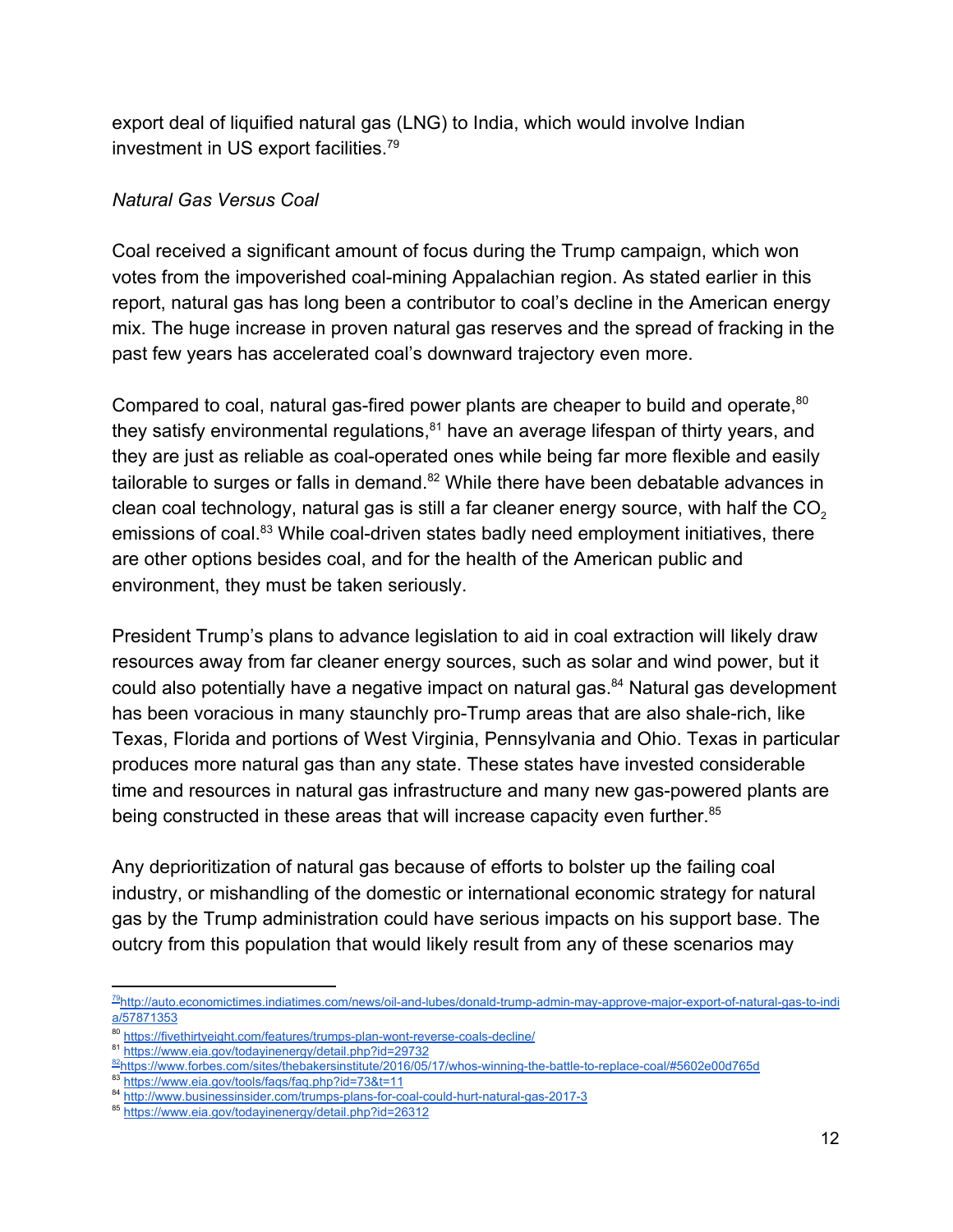export deal of liquified natural gas (LNG) to India, which would involve Indian investment in US export facilities.[79]

*Natural Gas Versus Coal*

Coal received a significant amount of focus during the Trump campaign, which won votes from the impoverished coal-mining Appalachian region. As stated earlier in this report, natural gas has long been a contributor to coal's decline in the American energy mix. The huge increase in proven natural gas reserves and the spread of fracking in the past few years has accelerated coal's downward trajectory even more.

Compared to coal, natural gas-fired power plants are cheaper to build and operate,[80] they satisfy environmental regulations,[81] have an average lifespan of thirty years, and they are just as reliable as coal-operated ones while being far more flexible and easily tailorable to surges or falls in demand.[82] While there have been debatable advances in clean coal technology, natural gas is still a far cleaner energy source, with half the $CO_2$ emissions of coal.[83] While coal-driven states badly need employment initiatives, there are other options besides coal, and for the health of the American public and environment, they must be taken seriously.

President Trump's plans to advance legislation to aid in coal extraction will likely draw resources away from far cleaner energy sources, such as solar and wind power, but it could also potentially have a negative impact on natural gas.[84] Natural gas development has been voracious in many staunchly pro-Trump areas that are also shale-rich, like Texas, Florida and portions of West Virginia, Pennsylvania and Ohio. Texas in particular produces more natural gas than any state. These states have invested considerable time and resources in natural gas infrastructure and many new gas-powered plants are being constructed in these areas that will increase capacity even further.[85]

Any deprioritization of natural gas because of efforts to bolster up the failing coal industry, or mishandling of the domestic or international economic strategy for natural gas by the Trump administration could have serious impacts on his support base. The outcry from this population that would likely result from any of these scenarios may

---

[79] http://auto.economictimes.indiatimes.com/news/oil-and-lubes/donald-trump-admin-may-approve-major-export-of-natural-gas-to-india/57871353

[80] https://fivethirtyeight.com/features/trumps-plan-wont-reverse-coals-decline/

[81] https://www.eia.gov/todayinenergy/detail.php?id=29732

[82] https://www.forbes.com/sites/thebakersinstitute/2016/05/17/whos-winning-the-battle-to-replace-coal/#5602e00d765d

[83] https://www.eia.gov/tools/faqs/faq.php?id=73&t=11

[84] http://www.businessinsider.com/trumps-plans-for-coal-could-hurt-natural-gas-2017-3

[85] https://www.eia.gov/todayinenergy/detail.php?id=26312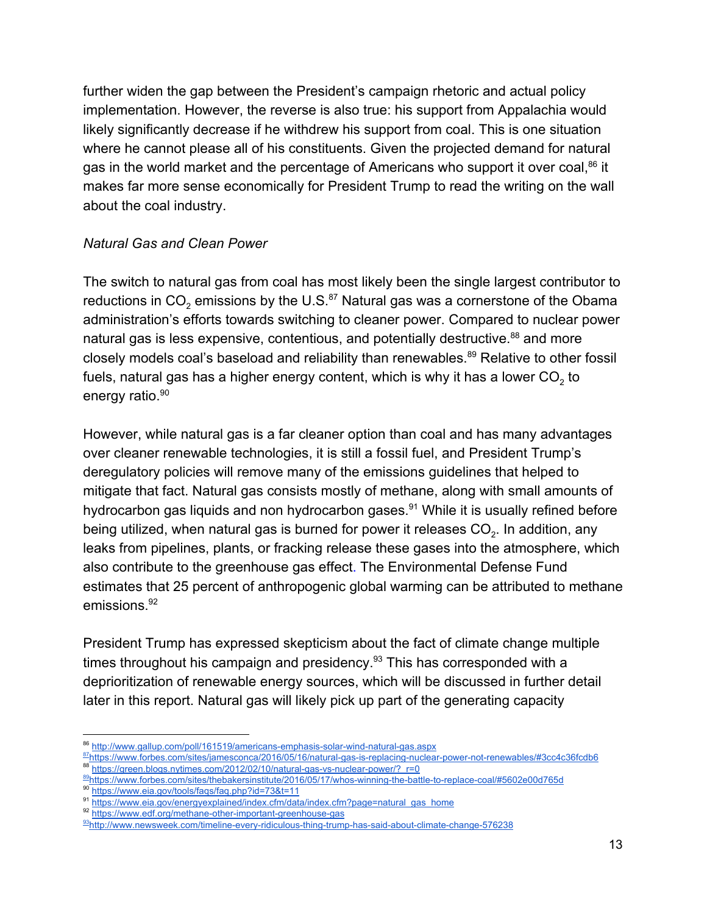further widen the gap between the President's campaign rhetoric and actual policy implementation. However, the reverse is also true: his support from Appalachia would likely significantly decrease if he withdrew his support from coal. This is one situation where he cannot please all of his constituents. Given the projected demand for natural gas in the world market and the percentage of Americans who support it over coal,[86] it makes far more sense economically for President Trump to read the writing on the wall about the coal industry.

*Natural Gas and Clean Power*

The switch to natural gas from coal has most likely been the single largest contributor to reductions in $CO_2$ emissions by the U.S.[87] Natural gas was a cornerstone of the Obama administration's efforts towards switching to cleaner power. Compared to nuclear power natural gas is less expensive, contentious, and potentially destructive.[88] and more closely models coal's baseload and reliability than renewables.[89] Relative to other fossil fuels, natural gas has a higher energy content, which is why it has a lower $CO_2$ to energy ratio.[90]

However, while natural gas is a far cleaner option than coal and has many advantages over cleaner renewable technologies, it is still a fossil fuel, and President Trump's deregulatory policies will remove many of the emissions guidelines that helped to mitigate that fact. Natural gas consists mostly of methane, along with small amounts of hydrocarbon gas liquids and non hydrocarbon gases.[91] While it is usually refined before being utilized, when natural gas is burned for power it releases $CO_2$. In addition, any leaks from pipelines, plants, or fracking release these gases into the atmosphere, which also contribute to the greenhouse gas effect. The Environmental Defense Fund estimates that 25 percent of anthropogenic global warming can be attributed to methane emissions.[92]

President Trump has expressed skepticism about the fact of climate change multiple times throughout his campaign and presidency.[93] This has corresponded with a deprioritization of renewable energy sources, which will be discussed in further detail later in this report. Natural gas will likely pick up part of the generating capacity

---

[86] http://www.gallup.com/poll/161519/americans-emphasis-solar-wind-natural-gas.aspx
[87] https://www.forbes.com/sites/jamesconca/2016/05/16/natural-gas-is-replacing-nuclear-power-not-renewables/#3cc4c36fcdb6
[88] https://green.blogs.nytimes.com/2012/02/10/natural-gas-vs-nuclear-power/?_r=0
[89] https://www.forbes.com/sites/thebakersinstitute/2016/05/17/whos-winning-the-battle-to-replace-coal/#5602e00d765d
[90] https://www.eia.gov/tools/faqs/faq.php?id=73&t=11
[91] https://www.eia.gov/energyexplained/index.cfm/data/index.cfm?page=natural_gas_home
[92] https://www.edf.org/methane-other-important-greenhouse-gas
[93] http://www.newsweek.com/timeline-every-ridiculous-thing-trump-has-said-about-climate-change-576238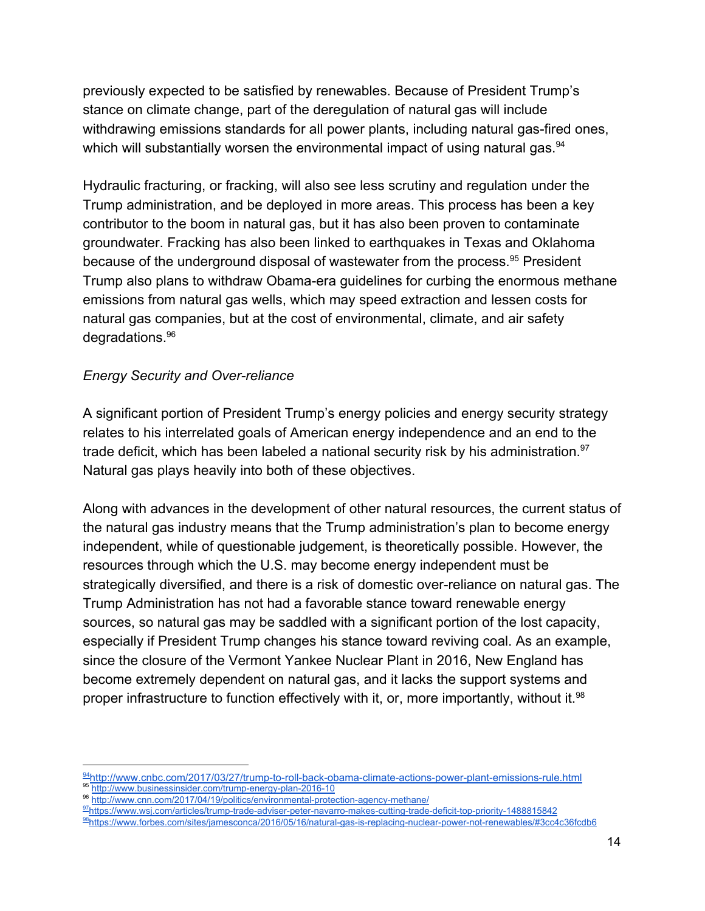previously expected to be satisfied by renewables. Because of President Trump's stance on climate change, part of the deregulation of natural gas will include withdrawing emissions standards for all power plants, including natural gas-fired ones, which will substantially worsen the environmental impact of using natural gas.[94]

Hydraulic fracturing, or fracking, will also see less scrutiny and regulation under the Trump administration, and be deployed in more areas. This process has been a key contributor to the boom in natural gas, but it has also been proven to contaminate groundwater. Fracking has also been linked to earthquakes in Texas and Oklahoma because of the underground disposal of wastewater from the process.[95] President Trump also plans to withdraw Obama-era guidelines for curbing the enormous methane emissions from natural gas wells, which may speed extraction and lessen costs for natural gas companies, but at the cost of environmental, climate, and air safety degradations.[96]

*Energy Security and Over-reliance*

A significant portion of President Trump's energy policies and energy security strategy relates to his interrelated goals of American energy independence and an end to the trade deficit, which has been labeled a national security risk by his administration.[97] Natural gas plays heavily into both of these objectives.

Along with advances in the development of other natural resources, the current status of the natural gas industry means that the Trump administration's plan to become energy independent, while of questionable judgement, is theoretically possible. However, the resources through which the U.S. may become energy independent must be strategically diversified, and there is a risk of domestic over-reliance on natural gas. The Trump Administration has not had a favorable stance toward renewable energy sources, so natural gas may be saddled with a significant portion of the lost capacity, especially if President Trump changes his stance toward reviving coal. As an example, since the closure of the Vermont Yankee Nuclear Plant in 2016, New England has become extremely dependent on natural gas, and it lacks the support systems and proper infrastructure to function effectively with it, or, more importantly, without it.[98]

---

[94] http://www.cnbc.com/2017/03/27/trump-to-roll-back-obama-climate-actions-power-plant-emissions-rule.html
[95] http://www.businessinsider.com/trump-energy-plan-2016-10
[96] http://www.cnn.com/2017/04/19/politics/environmental-protection-agency-methane/
[97] https://www.wsj.com/articles/trump-trade-adviser-peter-navarro-makes-cutting-trade-deficit-top-priority-1488815842
[98] https://www.forbes.com/sites/jamesconca/2016/05/16/natural-gas-is-replacing-nuclear-power-not-renewables/#3cc4c36fcdb6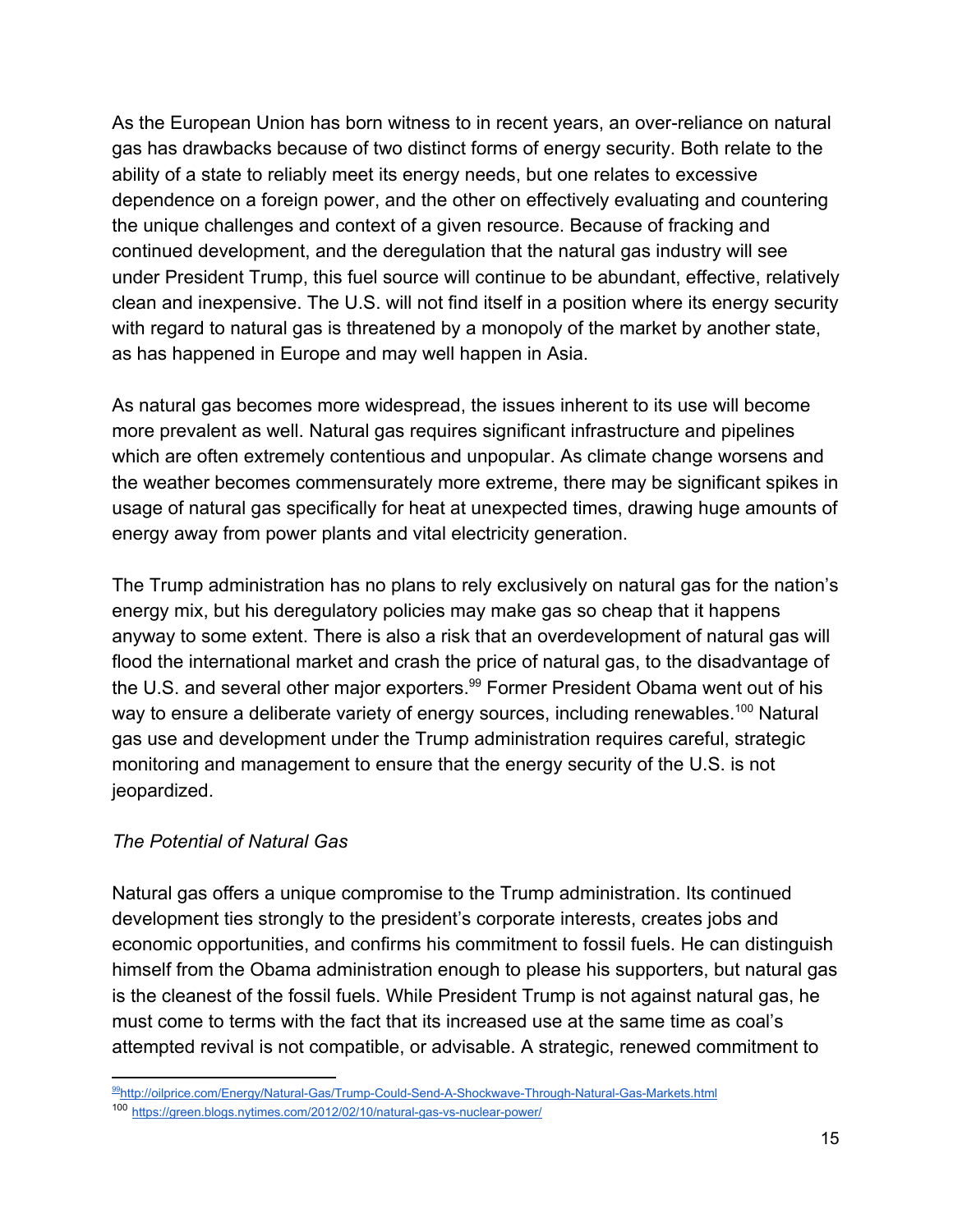As the European Union has born witness to in recent years, an over-reliance on natural gas has drawbacks because of two distinct forms of energy security. Both relate to the ability of a state to reliably meet its energy needs, but one relates to excessive dependence on a foreign power, and the other on effectively evaluating and countering the unique challenges and context of a given resource. Because of fracking and continued development, and the deregulation that the natural gas industry will see under President Trump, this fuel source will continue to be abundant, effective, relatively clean and inexpensive. The U.S. will not find itself in a position where its energy security with regard to natural gas is threatened by a monopoly of the market by another state, as has happened in Europe and may well happen in Asia.

As natural gas becomes more widespread, the issues inherent to its use will become more prevalent as well. Natural gas requires significant infrastructure and pipelines which are often extremely contentious and unpopular. As climate change worsens and the weather becomes commensurately more extreme, there may be significant spikes in usage of natural gas specifically for heat at unexpected times, drawing huge amounts of energy away from power plants and vital electricity generation.

The Trump administration has no plans to rely exclusively on natural gas for the nation's energy mix, but his deregulatory policies may make gas so cheap that it happens anyway to some extent. There is also a risk that an overdevelopment of natural gas will flood the international market and crash the price of natural gas, to the disadvantage of the U.S. and several other major exporters.[99] Former President Obama went out of his way to ensure a deliberate variety of energy sources, including renewables.[100] Natural gas use and development under the Trump administration requires careful, strategic monitoring and management to ensure that the energy security of the U.S. is not jeopardized.

*The Potential of Natural Gas*

Natural gas offers a unique compromise to the Trump administration. Its continued development ties strongly to the president's corporate interests, creates jobs and economic opportunities, and confirms his commitment to fossil fuels. He can distinguish himself from the Obama administration enough to please his supporters, but natural gas is the cleanest of the fossil fuels. While President Trump is not against natural gas, he must come to terms with the fact that its increased use at the same time as coal's attempted revival is not compatible, or advisable. A strategic, renewed commitment to

---

[99] http://oilprice.com/Energy/Natural-Gas/Trump-Could-Send-A-Shockwave-Through-Natural-Gas-Markets.html

[100] https://green.blogs.nytimes.com/2012/02/10/natural-gas-vs-nuclear-power/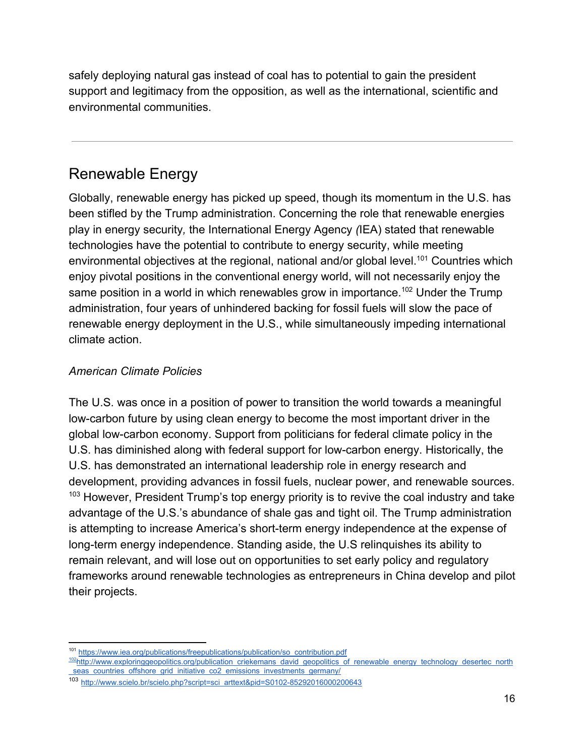safely deploying natural gas instead of coal has to potential to gain the president support and legitimacy from the opposition, as well as the international, scientific and environmental communities.

---

## Renewable Energy

Globally, renewable energy has picked up speed, though its momentum in the U.S. has been stifled by the Trump administration. Concerning the role that renewable energies play in energy security*,* the International Energy Agency *(*IEA) stated that renewable technologies have the potential to contribute to energy security, while meeting environmental objectives at the regional, national and/or global level.[101] Countries which enjoy pivotal positions in the conventional energy world, will not necessarily enjoy the same position in a world in which renewables grow in importance.[102] Under the Trump administration, four years of unhindered backing for fossil fuels will slow the pace of renewable energy deployment in the U.S., while simultaneously impeding international climate action.

*American Climate Policies*

The U.S. was once in a position of power to transition the world towards a meaningful low-carbon future by using clean energy to become the most important driver in the global low-carbon economy. Support from politicians for federal climate policy in the U.S. has diminished along with federal support for low-carbon energy. Historically, the U.S. has demonstrated an international leadership role in energy research and development, providing advances in fossil fuels, nuclear power, and renewable sources.[103] However, President Trump's top energy priority is to revive the coal industry and take advantage of the U.S.'s abundance of shale gas and tight oil. The Trump administration is attempting to increase America's short-term energy independence at the expense of long-term energy independence. Standing aside, the U.S relinquishes its ability to remain relevant, and will lose out on opportunities to set early policy and regulatory frameworks around renewable technologies as entrepreneurs in China develop and pilot their projects.

---

[101] https://www.iea.org/publications/freepublications/publication/so_contribution.pdf

[102] http://www.exploringgeopolitics.org/publication_criekemans_david_geopolitics_of_renewable_energy_technology_desertec_north_seas_countries_offshore_grid_initiative_co2_emissions_investments_germany/

[103] http://www.scielo.br/scielo.php?script=sci_arttext&pid=S0102-85292016000200643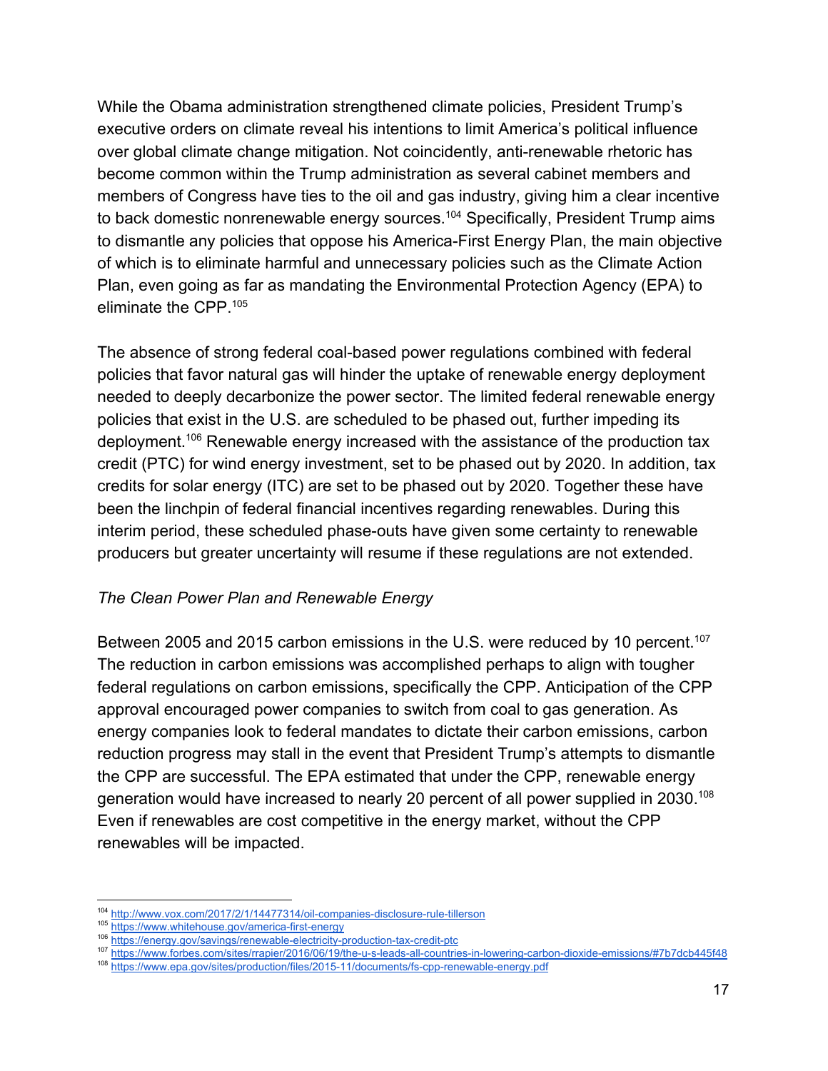While the Obama administration strengthened climate policies, President Trump's executive orders on climate reveal his intentions to limit America's political influence over global climate change mitigation. Not coincidently, anti-renewable rhetoric has become common within the Trump administration as several cabinet members and members of Congress have ties to the oil and gas industry, giving him a clear incentive to back domestic nonrenewable energy sources.[104] Specifically, President Trump aims to dismantle any policies that oppose his America-First Energy Plan, the main objective of which is to eliminate harmful and unnecessary policies such as the Climate Action Plan, even going as far as mandating the Environmental Protection Agency (EPA) to eliminate the CPP.[105]

The absence of strong federal coal-based power regulations combined with federal policies that favor natural gas will hinder the uptake of renewable energy deployment needed to deeply decarbonize the power sector. The limited federal renewable energy policies that exist in the U.S. are scheduled to be phased out, further impeding its deployment.[106] Renewable energy increased with the assistance of the production tax credit (PTC) for wind energy investment, set to be phased out by 2020. In addition, tax credits for solar energy (ITC) are set to be phased out by 2020. Together these have been the linchpin of federal financial incentives regarding renewables. During this interim period, these scheduled phase-outs have given some certainty to renewable producers but greater uncertainty will resume if these regulations are not extended.

*The Clean Power Plan and Renewable Energy*

Between 2005 and 2015 carbon emissions in the U.S. were reduced by 10 percent.[107] The reduction in carbon emissions was accomplished perhaps to align with tougher federal regulations on carbon emissions, specifically the CPP. Anticipation of the CPP approval encouraged power companies to switch from coal to gas generation. As energy companies look to federal mandates to dictate their carbon emissions, carbon reduction progress may stall in the event that President Trump's attempts to dismantle the CPP are successful. The EPA estimated that under the CPP, renewable energy generation would have increased to nearly 20 percent of all power supplied in 2030.[108] Even if renewables are cost competitive in the energy market, without the CPP renewables will be impacted.

---

[104] http://www.vox.com/2017/2/1/14477314/oil-companies-disclosure-rule-tillerson

[105] https://www.whitehouse.gov/america-first-energy

[106] https://energy.gov/savings/renewable-electricity-production-tax-credit-ptc

[107] https://www.forbes.com/sites/rrapier/2016/06/19/the-u-s-leads-all-countries-in-lowering-carbon-dioxide-emissions/#7b7dcb445f48

[108] https://www.epa.gov/sites/production/files/2015-11/documents/fs-cpp-renewable-energy.pdf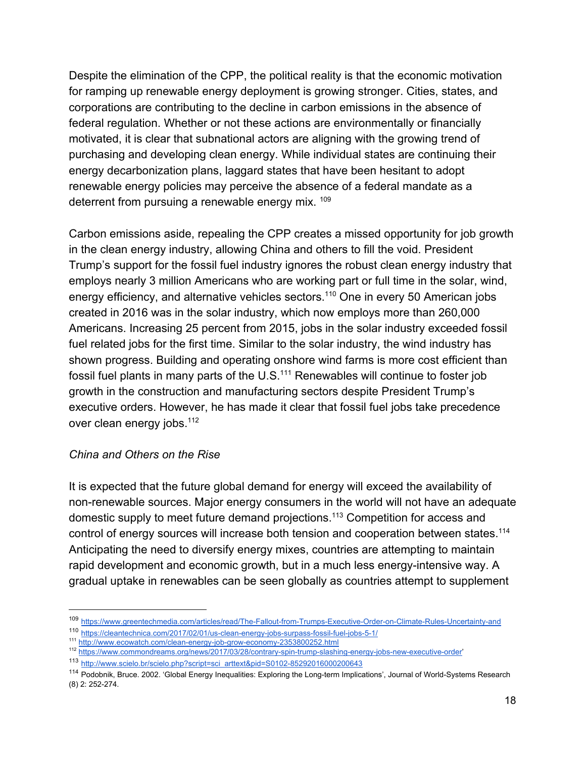Despite the elimination of the CPP, the political reality is that the economic motivation for ramping up renewable energy deployment is growing stronger. Cities, states, and corporations are contributing to the decline in carbon emissions in the absence of federal regulation. Whether or not these actions are environmentally or financially motivated, it is clear that subnational actors are aligning with the growing trend of purchasing and developing clean energy. While individual states are continuing their energy decarbonization plans, laggard states that have been hesitant to adopt renewable energy policies may perceive the absence of a federal mandate as a deterrent from pursuing a renewable energy mix. [109]

Carbon emissions aside, repealing the CPP creates a missed opportunity for job growth in the clean energy industry, allowing China and others to fill the void. President Trump's support for the fossil fuel industry ignores the robust clean energy industry that employs nearly 3 million Americans who are working part or full time in the solar, wind, energy efficiency, and alternative vehicles sectors.[110] One in every 50 American jobs created in 2016 was in the solar industry, which now employs more than 260,000 Americans. Increasing 25 percent from 2015, jobs in the solar industry exceeded fossil fuel related jobs for the first time. Similar to the solar industry, the wind industry has shown progress. Building and operating onshore wind farms is more cost efficient than fossil fuel plants in many parts of the U.S.[111] Renewables will continue to foster job growth in the construction and manufacturing sectors despite President Trump's executive orders. However, he has made it clear that fossil fuel jobs take precedence over clean energy jobs.[112]

*China and Others on the Rise*

It is expected that the future global demand for energy will exceed the availability of non-renewable sources. Major energy consumers in the world will not have an adequate domestic supply to meet future demand projections.[113] Competition for access and control of energy sources will increase both tension and cooperation between states.[114] Anticipating the need to diversify energy mixes, countries are attempting to maintain rapid development and economic growth, but in a much less energy-intensive way. A gradual uptake in renewables can be seen globally as countries attempt to supplement

---

[109] https://www.greentechmedia.com/articles/read/The-Fallout-from-Trumps-Executive-Order-on-Climate-Rules-Uncertainty-and

[110] https://cleantechnica.com/2017/02/01/us-clean-energy-jobs-surpass-fossil-fuel-jobs-5-1/

[111] http://www.ecowatch.com/clean-energy-job-grow-economy-2353800252.html

[112] https://www.commondreams.org/news/2017/03/28/contrary-spin-trump-slashing-energy-jobs-new-executive-order'

[113] http://www.scielo.br/scielo.php?script=sci_arttext&pid=S0102-85292016000200643

[114] Podobnik, Bruce. 2002. 'Global Energy Inequalities: Exploring the Long-term Implications', Journal of World-Systems Research (8) 2: 252-274.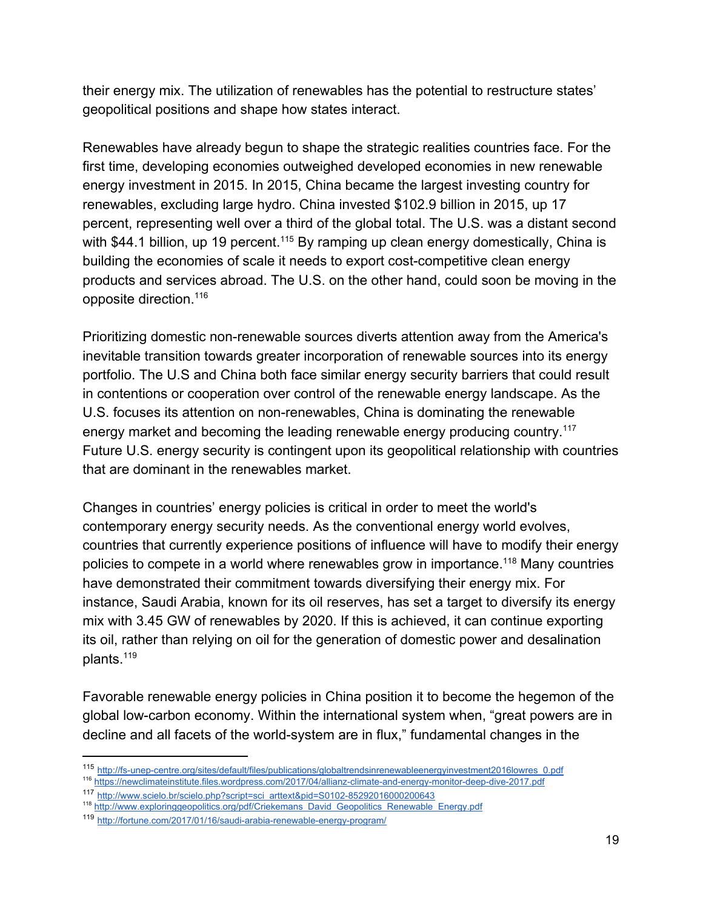their energy mix. The utilization of renewables has the potential to restructure states' geopolitical positions and shape how states interact.

Renewables have already begun to shape the strategic realities countries face. For the first time, developing economies outweighed developed economies in new renewable energy investment in 2015. In 2015, China became the largest investing country for renewables, excluding large hydro. China invested $102.9 billion in 2015, up 17 percent, representing well over a third of the global total. The U.S. was a distant second with $44.1 billion, up 19 percent.[115] By ramping up clean energy domestically, China is building the economies of scale it needs to export cost-competitive clean energy products and services abroad. The U.S. on the other hand, could soon be moving in the opposite direction.[116]

Prioritizing domestic non-renewable sources diverts attention away from the America's inevitable transition towards greater incorporation of renewable sources into its energy portfolio. The U.S and China both face similar energy security barriers that could result in contentions or cooperation over control of the renewable energy landscape. As the U.S. focuses its attention on non-renewables, China is dominating the renewable energy market and becoming the leading renewable energy producing country.[117] Future U.S. energy security is contingent upon its geopolitical relationship with countries that are dominant in the renewables market.

Changes in countries' energy policies is critical in order to meet the world's contemporary energy security needs. As the conventional energy world evolves, countries that currently experience positions of influence will have to modify their energy policies to compete in a world where renewables grow in importance.[118] Many countries have demonstrated their commitment towards diversifying their energy mix. For instance, Saudi Arabia, known for its oil reserves, has set a target to diversify its energy mix with 3.45 GW of renewables by 2020. If this is achieved, it can continue exporting its oil, rather than relying on oil for the generation of domestic power and desalination plants.[119]

Favorable renewable energy policies in China position it to become the hegemon of the global low-carbon economy. Within the international system when, "great powers are in decline and all facets of the world-system are in flux," fundamental changes in the

---

[115] http://fs-unep-centre.org/sites/default/files/publications/globaltrendsinrenewableenergyinvestment2016lowres_0.pdf
[116] https://newclimateinstitute.files.wordpress.com/2017/04/allianz-climate-and-energy-monitor-deep-dive-2017.pdf
[117] http://www.scielo.br/scielo.php?script=sci_arttext&pid=S0102-85292016000200643
[118] http://www.exploringgeopolitics.org/pdf/Criekemans_David_Geopolitics_Renewable_Energy.pdf
[119] http://fortune.com/2017/01/16/saudi-arabia-renewable-energy-program/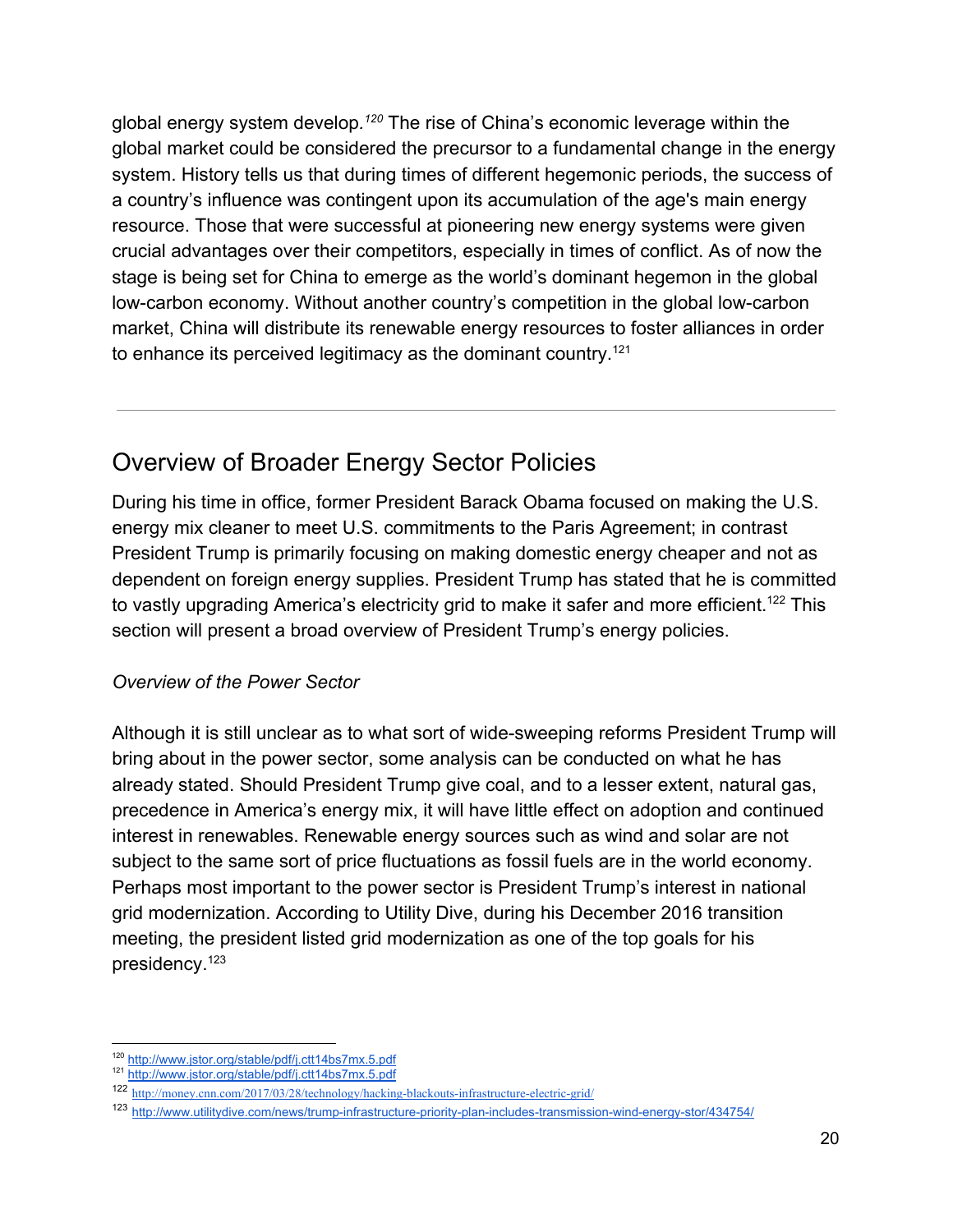global energy system develop.[120] The rise of China's economic leverage within the global market could be considered the precursor to a fundamental change in the energy system. History tells us that during times of different hegemonic periods, the success of a country's influence was contingent upon its accumulation of the age's main energy resource. Those that were successful at pioneering new energy systems were given crucial advantages over their competitors, especially in times of conflict. As of now the stage is being set for China to emerge as the world's dominant hegemon in the global low-carbon economy. Without another country's competition in the global low-carbon market, China will distribute its renewable energy resources to foster alliances in order to enhance its perceived legitimacy as the dominant country.[121]

---

## Overview of Broader Energy Sector Policies

During his time in office, former President Barack Obama focused on making the U.S. energy mix cleaner to meet U.S. commitments to the Paris Agreement; in contrast President Trump is primarily focusing on making domestic energy cheaper and not as dependent on foreign energy supplies. President Trump has stated that he is committed to vastly upgrading America's electricity grid to make it safer and more efficient.[122] This section will present a broad overview of President Trump's energy policies.

*Overview of the Power Sector*

Although it is still unclear as to what sort of wide-sweeping reforms President Trump will bring about in the power sector, some analysis can be conducted on what he has already stated. Should President Trump give coal, and to a lesser extent, natural gas, precedence in America's energy mix, it will have little effect on adoption and continued interest in renewables. Renewable energy sources such as wind and solar are not subject to the same sort of price fluctuations as fossil fuels are in the world economy. Perhaps most important to the power sector is President Trump's interest in national grid modernization. According to Utility Dive, during his December 2016 transition meeting, the president listed grid modernization as one of the top goals for his presidency.[123]

---

[120] http://www.jstor.org/stable/pdf/j.ctt14bs7mx.5.pdf

[121] http://www.jstor.org/stable/pdf/j.ctt14bs7mx.5.pdf

[122] http://money.cnn.com/2017/03/28/technology/hacking-blackouts-infrastructure-electric-grid/

[123] http://www.utilitydive.com/news/trump-infrastructure-priority-plan-includes-transmission-wind-energy-stor/434754/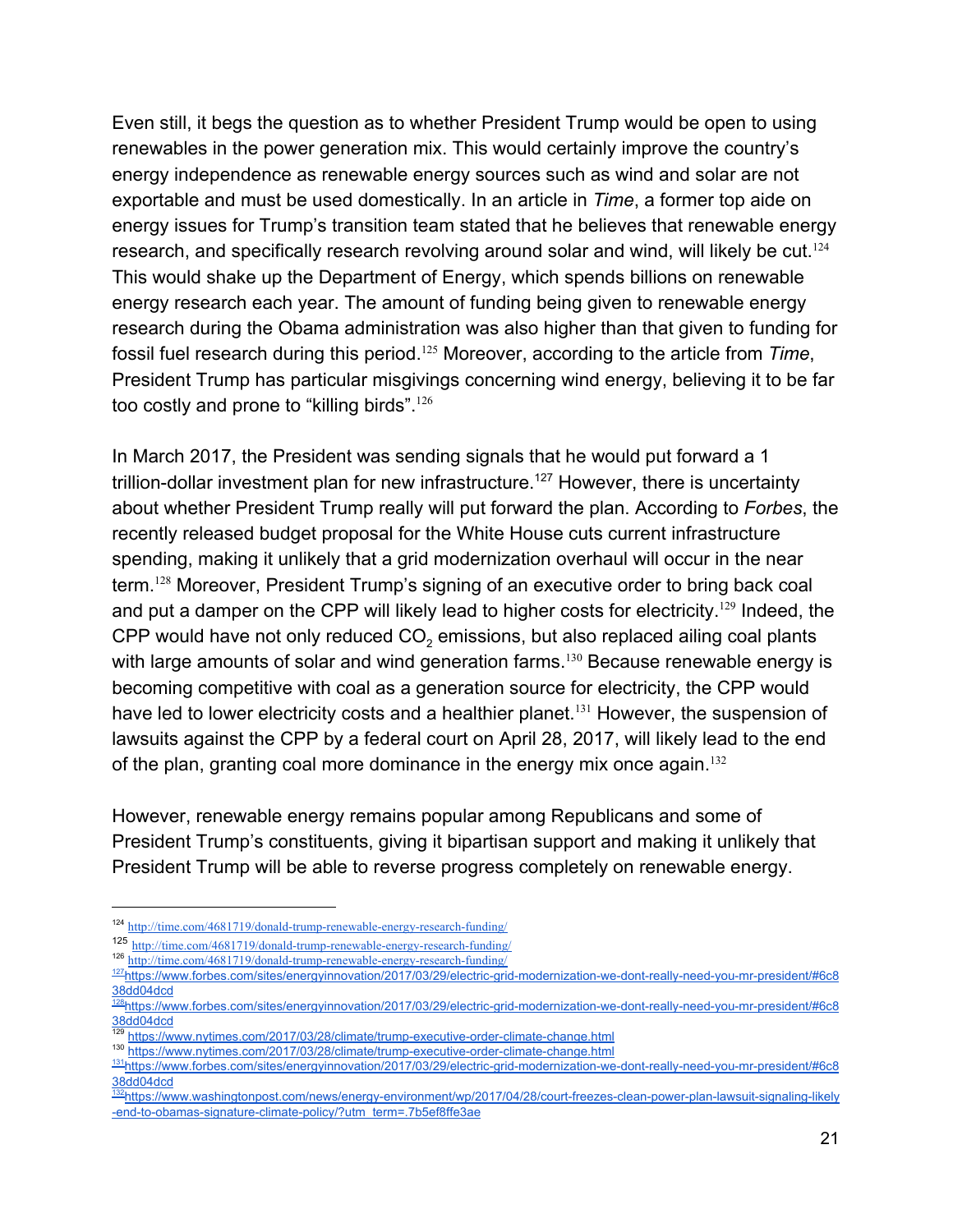Even still, it begs the question as to whether President Trump would be open to using renewables in the power generation mix. This would certainly improve the country's energy independence as renewable energy sources such as wind and solar are not exportable and must be used domestically. In an article in *Time*, a former top aide on energy issues for Trump's transition team stated that he believes that renewable energy research, and specifically research revolving around solar and wind, will likely be cut.[124] This would shake up the Department of Energy, which spends billions on renewable energy research each year. The amount of funding being given to renewable energy research during the Obama administration was also higher than that given to funding for fossil fuel research during this period.[125] Moreover, according to the article from *Time*, President Trump has particular misgivings concerning wind energy, believing it to be far too costly and prone to "killing birds".[126]

In March 2017, the President was sending signals that he would put forward a 1 trillion-dollar investment plan for new infrastructure.[127] However, there is uncertainty about whether President Trump really will put forward the plan. According to *Forbes*, the recently released budget proposal for the White House cuts current infrastructure spending, making it unlikely that a grid modernization overhaul will occur in the near term.[128] Moreover, President Trump's signing of an executive order to bring back coal and put a damper on the CPP will likely lead to higher costs for electricity.[129] Indeed, the CPP would have not only reduced $CO_2$ emissions, but also replaced ailing coal plants with large amounts of solar and wind generation farms.[130] Because renewable energy is becoming competitive with coal as a generation source for electricity, the CPP would have led to lower electricity costs and a healthier planet.[131] However, the suspension of lawsuits against the CPP by a federal court on April 28, 2017, will likely lead to the end of the plan, granting coal more dominance in the energy mix once again.[132]

However, renewable energy remains popular among Republicans and some of President Trump's constituents, giving it bipartisan support and making it unlikely that President Trump will be able to reverse progress completely on renewable energy.

---

[124] http://time.com/4681719/donald-trump-renewable-energy-research-funding/

[125] http://time.com/4681719/donald-trump-renewable-energy-research-funding/

[126] http://time.com/4681719/donald-trump-renewable-energy-research-funding/

[127] https://www.forbes.com/sites/energyinnovation/2017/03/29/electric-grid-modernization-we-dont-really-need-you-mr-president/#6c838dd04dcd

[128] https://www.forbes.com/sites/energyinnovation/2017/03/29/electric-grid-modernization-we-dont-really-need-you-mr-president/#6c838dd04dcd

[129] https://www.nytimes.com/2017/03/28/climate/trump-executive-order-climate-change.html

[130] https://www.nytimes.com/2017/03/28/climate/trump-executive-order-climate-change.html

[131] https://www.forbes.com/sites/energyinnovation/2017/03/29/electric-grid-modernization-we-dont-really-need-you-mr-president/#6c838dd04dcd

[132] https://www.washingtonpost.com/news/energy-environment/wp/2017/04/28/court-freezes-clean-power-plan-lawsuit-signaling-likely-end-to-obamas-signature-climate-policy/?utm_term=.7b5ef8ffe3ae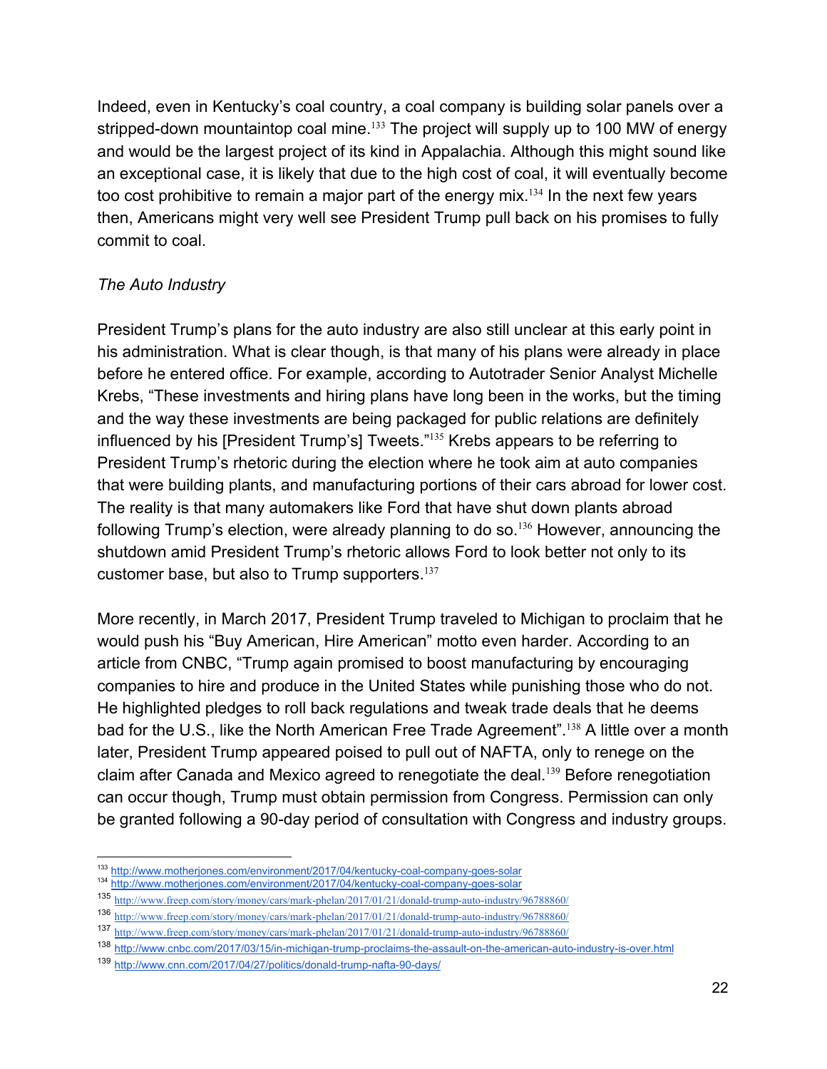Indeed, even in Kentucky's coal country, a coal company is building solar panels over a stripped-down mountaintop coal mine.[133] The project will supply up to 100 MW of energy and would be the largest project of its kind in Appalachia. Although this might sound like an exceptional case, it is likely that due to the high cost of coal, it will eventually become too cost prohibitive to remain a major part of the energy mix.[134] In the next few years then, Americans might very well see President Trump pull back on his promises to fully commit to coal.

*The Auto Industry*

President Trump's plans for the auto industry are also still unclear at this early point in his administration. What is clear though, is that many of his plans were already in place before he entered office. For example, according to Autotrader Senior Analyst Michelle Krebs, "These investments and hiring plans have long been in the works, but the timing and the way these investments are being packaged for public relations are definitely influenced by his [President Trump's] Tweets."[135] Krebs appears to be referring to President Trump's rhetoric during the election where he took aim at auto companies that were building plants, and manufacturing portions of their cars abroad for lower cost. The reality is that many automakers like Ford that have shut down plants abroad following Trump's election, were already planning to do so.[136] However, announcing the shutdown amid President Trump's rhetoric allows Ford to look better not only to its customer base, but also to Trump supporters.[137]

More recently, in March 2017, President Trump traveled to Michigan to proclaim that he would push his "Buy American, Hire American" motto even harder. According to an article from CNBC, "Trump again promised to boost manufacturing by encouraging companies to hire and produce in the United States while punishing those who do not. He highlighted pledges to roll back regulations and tweak trade deals that he deems bad for the U.S., like the North American Free Trade Agreement".[138] A little over a month later, President Trump appeared poised to pull out of NAFTA, only to renege on the claim after Canada and Mexico agreed to renegotiate the deal.[139] Before renegotiation can occur though, Trump must obtain permission from Congress. Permission can only be granted following a 90-day period of consultation with Congress and industry groups.

---

[133] http://www.motherjones.com/environment/2017/04/kentucky-coal-company-goes-solar
[134] http://www.motherjones.com/environment/2017/04/kentucky-coal-company-goes-solar
[135] http://www.freep.com/story/money/cars/mark-phelan/2017/01/21/donald-trump-auto-industry/96788860/
[136] http://www.freep.com/story/money/cars/mark-phelan/2017/01/21/donald-trump-auto-industry/96788860/
[137] http://www.freep.com/story/money/cars/mark-phelan/2017/01/21/donald-trump-auto-industry/96788860/
[138] http://www.cnbc.com/2017/03/15/in-michigan-trump-proclaims-the-assault-on-the-american-auto-industry-is-over.html
[139] http://www.cnn.com/2017/04/27/politics/donald-trump-nafta-90-days/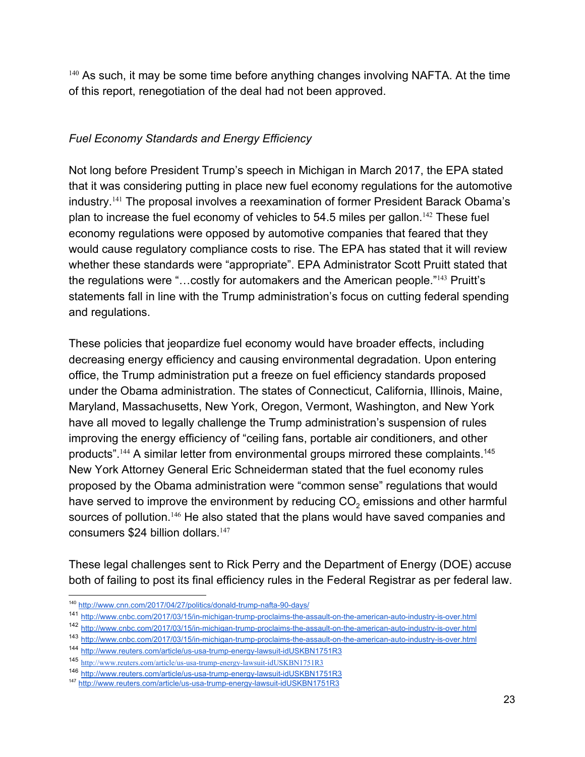[140] As such, it may be some time before anything changes involving NAFTA. At the time of this report, renegotiation of the deal had not been approved.

*Fuel Economy Standards and Energy Efficiency*

Not long before President Trump's speech in Michigan in March 2017, the EPA stated that it was considering putting in place new fuel economy regulations for the automotive industry.[141] The proposal involves a reexamination of former President Barack Obama's plan to increase the fuel economy of vehicles to 54.5 miles per gallon.[142] These fuel economy regulations were opposed by automotive companies that feared that they would cause regulatory compliance costs to rise. The EPA has stated that it will review whether these standards were "appropriate". EPA Administrator Scott Pruitt stated that the regulations were "…costly for automakers and the American people."[143] Pruitt's statements fall in line with the Trump administration's focus on cutting federal spending and regulations.

These policies that jeopardize fuel economy would have broader effects, including decreasing energy efficiency and causing environmental degradation. Upon entering office, the Trump administration put a freeze on fuel efficiency standards proposed under the Obama administration. The states of Connecticut, California, Illinois, Maine, Maryland, Massachusetts, New York, Oregon, Vermont, Washington, and New York have all moved to legally challenge the Trump administration's suspension of rules improving the energy efficiency of "ceiling fans, portable air conditioners, and other products".[144] A similar letter from environmental groups mirrored these complaints.[145] New York Attorney General Eric Schneiderman stated that the fuel economy rules proposed by the Obama administration were "common sense" regulations that would have served to improve the environment by reducing $CO_2$ emissions and other harmful sources of pollution.[146] He also stated that the plans would have saved companies and consumers $24 billion dollars.[147]

These legal challenges sent to Rick Perry and the Department of Energy (DOE) accuse both of failing to post its final efficiency rules in the Federal Registrar as per federal law.

[140] http://www.cnn.com/2017/04/27/politics/donald-trump-nafta-90-days/
[141] http://www.cnbc.com/2017/03/15/in-michigan-trump-proclaims-the-assault-on-the-american-auto-industry-is-over.html
[142] http://www.cnbc.com/2017/03/15/in-michigan-trump-proclaims-the-assault-on-the-american-auto-industry-is-over.html
[143] http://www.cnbc.com/2017/03/15/in-michigan-trump-proclaims-the-assault-on-the-american-auto-industry-is-over.html
[144] http://www.reuters.com/article/us-usa-trump-energy-lawsuit-idUSKBN1751R3
[145] http://www.reuters.com/article/us-usa-trump-energy-lawsuit-idUSKBN1751R3
[146] http://www.reuters.com/article/us-usa-trump-energy-lawsuit-idUSKBN1751R3
[147] http://www.reuters.com/article/us-usa-trump-energy-lawsuit-idUSKBN1751R3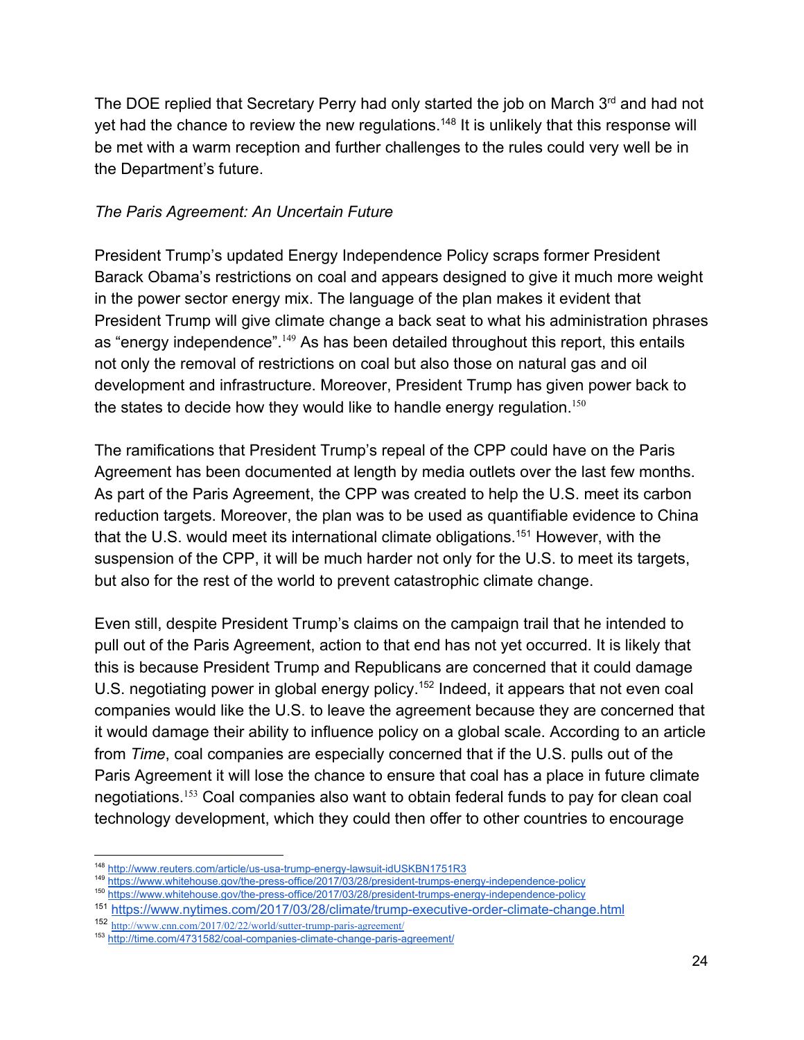The DOE replied that Secretary Perry had only started the job on March 3rd and had not yet had the chance to review the new regulations.[148] It is unlikely that this response will be met with a warm reception and further challenges to the rules could very well be in the Department's future.

*The Paris Agreement: An Uncertain Future*

President Trump's updated Energy Independence Policy scraps former President Barack Obama's restrictions on coal and appears designed to give it much more weight in the power sector energy mix. The language of the plan makes it evident that President Trump will give climate change a back seat to what his administration phrases as "energy independence".[149] As has been detailed throughout this report, this entails not only the removal of restrictions on coal but also those on natural gas and oil development and infrastructure. Moreover, President Trump has given power back to the states to decide how they would like to handle energy regulation.[150]

The ramifications that President Trump's repeal of the CPP could have on the Paris Agreement has been documented at length by media outlets over the last few months. As part of the Paris Agreement, the CPP was created to help the U.S. meet its carbon reduction targets. Moreover, the plan was to be used as quantifiable evidence to China that the U.S. would meet its international climate obligations.[151] However, with the suspension of the CPP, it will be much harder not only for the U.S. to meet its targets, but also for the rest of the world to prevent catastrophic climate change.

Even still, despite President Trump's claims on the campaign trail that he intended to pull out of the Paris Agreement, action to that end has not yet occurred. It is likely that this is because President Trump and Republicans are concerned that it could damage U.S. negotiating power in global energy policy.[152] Indeed, it appears that not even coal companies would like the U.S. to leave the agreement because they are concerned that it would damage their ability to influence policy on a global scale. According to an article from *Time*, coal companies are especially concerned that if the U.S. pulls out of the Paris Agreement it will lose the chance to ensure that coal has a place in future climate negotiations.[153] Coal companies also want to obtain federal funds to pay for clean coal technology development, which they could then offer to other countries to encourage

---

[148] http://www.reuters.com/article/us-usa-trump-energy-lawsuit-idUSKBN1751R3
[149] https://www.whitehouse.gov/the-press-office/2017/03/28/president-trumps-energy-independence-policy
[150] https://www.whitehouse.gov/the-press-office/2017/03/28/president-trumps-energy-independence-policy
[151] https://www.nytimes.com/2017/03/28/climate/trump-executive-order-climate-change.html
[152] http://www.cnn.com/2017/02/22/world/sutter-trump-paris-agreement/
[153] http://time.com/4731582/coal-companies-climate-change-paris-agreement/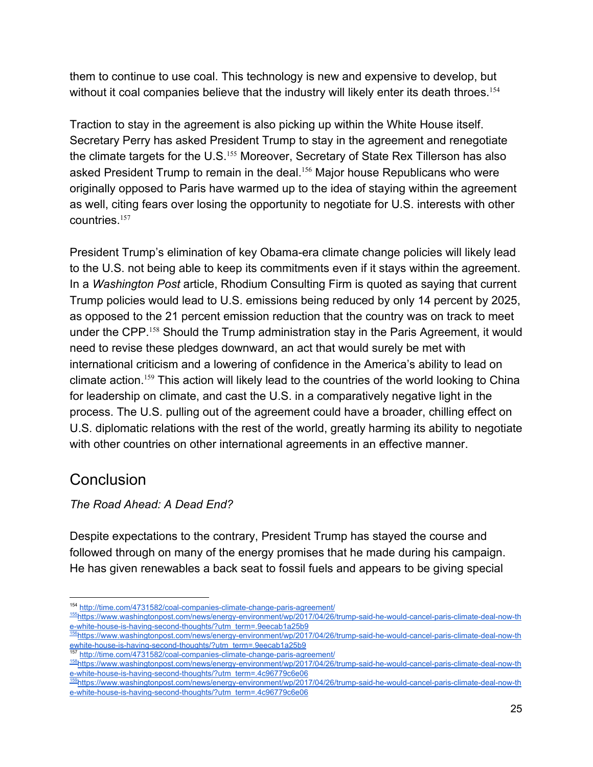them to continue to use coal. This technology is new and expensive to develop, but without it coal companies believe that the industry will likely enter its death throes.[154]

Traction to stay in the agreement is also picking up within the White House itself. Secretary Perry has asked President Trump to stay in the agreement and renegotiate the climate targets for the U.S.[155] Moreover, Secretary of State Rex Tillerson has also asked President Trump to remain in the deal.[156] Major house Republicans who were originally opposed to Paris have warmed up to the idea of staying within the agreement as well, citing fears over losing the opportunity to negotiate for U.S. interests with other countries.[157]

President Trump's elimination of key Obama-era climate change policies will likely lead to the U.S. not being able to keep its commitments even if it stays within the agreement. In a *Washington Post* article, Rhodium Consulting Firm is quoted as saying that current Trump policies would lead to U.S. emissions being reduced by only 14 percent by 2025, as opposed to the 21 percent emission reduction that the country was on track to meet under the CPP.[158] Should the Trump administration stay in the Paris Agreement, it would need to revise these pledges downward, an act that would surely be met with international criticism and a lowering of confidence in the America's ability to lead on climate action.[159] This action will likely lead to the countries of the world looking to China for leadership on climate, and cast the U.S. in a comparatively negative light in the process. The U.S. pulling out of the agreement could have a broader, chilling effect on U.S. diplomatic relations with the rest of the world, greatly harming its ability to negotiate with other countries on other international agreements in an effective manner.

## Conclusion

*The Road Ahead: A Dead End?*

Despite expectations to the contrary, President Trump has stayed the course and followed through on many of the energy promises that he made during his campaign. He has given renewables a back seat to fossil fuels and appears to be giving special

---

[154] http://time.com/4731582/coal-companies-climate-change-paris-agreement/

[155] https://www.washingtonpost.com/news/energy-environment/wp/2017/04/26/trump-said-he-would-cancel-paris-climate-deal-now-the-white-house-is-having-second-thoughts/?utm_term=.9eecab1a25b9

[156] https://www.washingtonpost.com/news/energy-environment/wp/2017/04/26/trump-said-he-would-cancel-paris-climate-deal-now-thewhite-house-is-having-second-thoughts/?utm_term=.9eecab1a25b9

[157] http://time.com/4731582/coal-companies-climate-change-paris-agreement/

[158] https://www.washingtonpost.com/news/energy-environment/wp/2017/04/26/trump-said-he-would-cancel-paris-climate-deal-now-the-white-house-is-having-second-thoughts/?utm_term=.4c96779c6e06

[159] https://www.washingtonpost.com/news/energy-environment/wp/2017/04/26/trump-said-he-would-cancel-paris-climate-deal-now-the-white-house-is-having-second-thoughts/?utm_term=.4c96779c6e06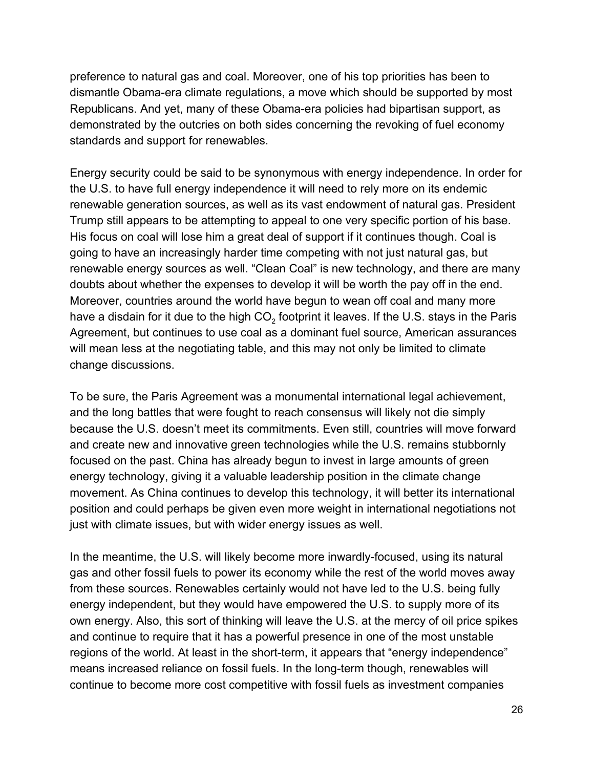preference to natural gas and coal. Moreover, one of his top priorities has been to dismantle Obama-era climate regulations, a move which should be supported by most Republicans. And yet, many of these Obama-era policies had bipartisan support, as demonstrated by the outcries on both sides concerning the revoking of fuel economy standards and support for renewables.

Energy security could be said to be synonymous with energy independence. In order for the U.S. to have full energy independence it will need to rely more on its endemic renewable generation sources, as well as its vast endowment of natural gas. President Trump still appears to be attempting to appeal to one very specific portion of his base. His focus on coal will lose him a great deal of support if it continues though. Coal is going to have an increasingly harder time competing with not just natural gas, but renewable energy sources as well. “Clean Coal” is new technology, and there are many doubts about whether the expenses to develop it will be worth the pay off in the end. Moreover, countries around the world have begun to wean off coal and many more have a disdain for it due to the high $CO_2$ footprint it leaves. If the U.S. stays in the Paris Agreement, but continues to use coal as a dominant fuel source, American assurances will mean less at the negotiating table, and this may not only be limited to climate change discussions.

To be sure, the Paris Agreement was a monumental international legal achievement, and the long battles that were fought to reach consensus will likely not die simply because the U.S. doesn’t meet its commitments. Even still, countries will move forward and create new and innovative green technologies while the U.S. remains stubbornly focused on the past. China has already begun to invest in large amounts of green energy technology, giving it a valuable leadership position in the climate change movement. As China continues to develop this technology, it will better its international position and could perhaps be given even more weight in international negotiations not just with climate issues, but with wider energy issues as well.

In the meantime, the U.S. will likely become more inwardly-focused, using its natural gas and other fossil fuels to power its economy while the rest of the world moves away from these sources. Renewables certainly would not have led to the U.S. being fully energy independent, but they would have empowered the U.S. to supply more of its own energy. Also, this sort of thinking will leave the U.S. at the mercy of oil price spikes and continue to require that it has a powerful presence in one of the most unstable regions of the world. At least in the short-term, it appears that “energy independence” means increased reliance on fossil fuels. In the long-term though, renewables will continue to become more cost competitive with fossil fuels as investment companies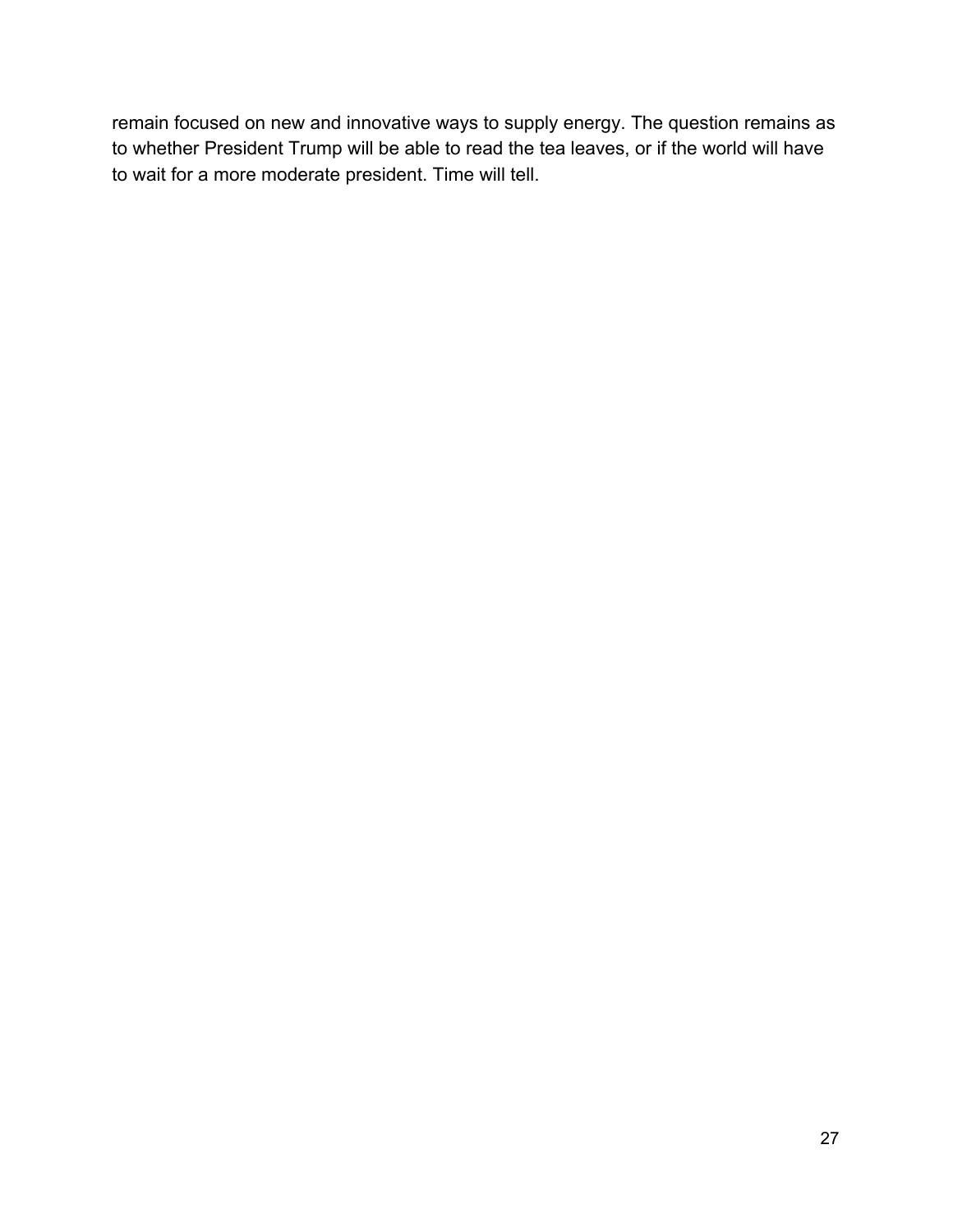remain focused on new and innovative ways to supply energy. The question remains as to whether President Trump will be able to read the tea leaves, or if the world will have to wait for a more moderate president. Time will tell.